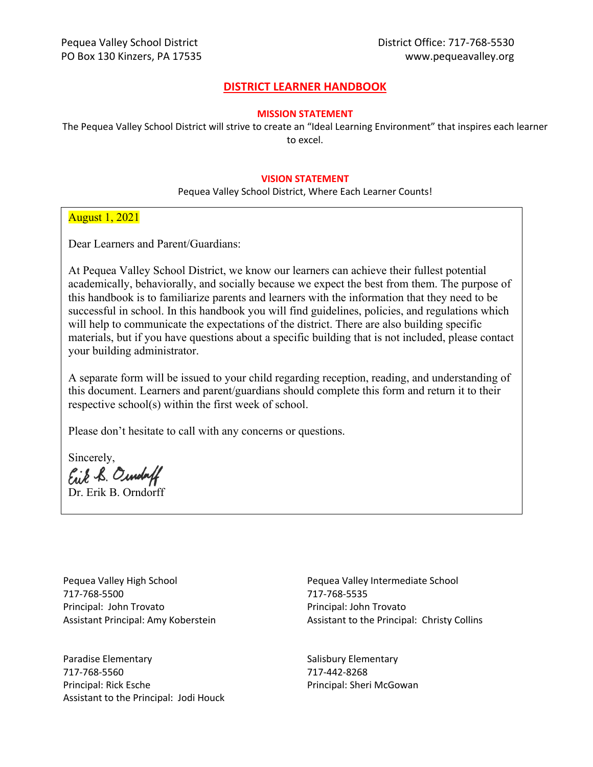Pequea Valley School District
PO Box 130 Kinzers, PA 17535

District Office: 717-768-5530
www.pequeavalley.org

# DISTRICT LEARNER HANDBOOK

## MISSION STATEMENT

The Pequea Valley School District will strive to create an "Ideal Learning Environment" that inspires each learner to excel.

## VISION STATEMENT

Pequea Valley School District, Where Each Learner Counts!

August 1, 2021

Dear Learners and Parent/Guardians:

At Pequea Valley School District, we know our learners can achieve their fullest potential academically, behaviorally, and socially because we expect the best from them. The purpose of this handbook is to familiarize parents and learners with the information that they need to be successful in school. In this handbook you will find guidelines, policies, and regulations which will help to communicate the expectations of the district. There are also building specific materials, but if you have questions about a specific building that is not included, please contact your building administrator.

A separate form will be issued to your child regarding reception, reading, and understanding of this document. Learners and parent/guardians should complete this form and return it to their respective school(s) within the first week of school.

Please don't hesitate to call with any concerns or questions.

Sincerely,

Dr. Erik B. Orndorff

Pequea Valley High School
717-768-5500
Principal: John Trovato
Assistant Principal: Amy Koberstein

Pequea Valley Intermediate School
717-768-5535
Principal: John Trovato
Assistant to the Principal: Christy Collins

Paradise Elementary
717-768-5560
Principal: Rick Esche
Assistant to the Principal: Jodi Houck

Salisbury Elementary
717-442-8268
Principal: Sheri McGowan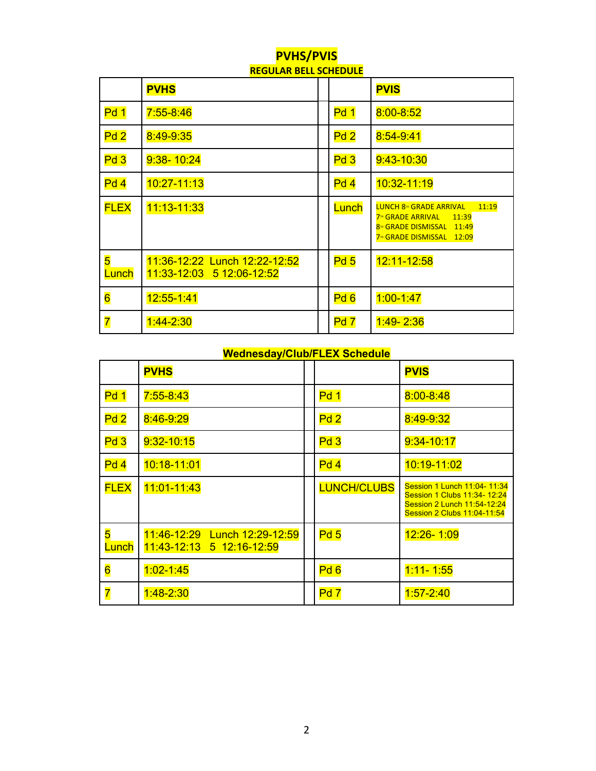# PVHS/PVIS

## REGULAR BELL SCHEDULE

| | PVHS | | PVIS |
|---|---|---|---|
| Pd 1 | 7:55-8:46 | Pd 1 | 8:00-8:52 |
| Pd 2 | 8:49-9:35 | Pd 2 | 8:54-9:41 |
| Pd 3 | 9:38- 10:24 | Pd 3 | 9:43-10:30 |
| Pd 4 | 10:27-11:13 | Pd 4 | 10:32-11:19 |
| FLEX | 11:13-11:33 | Lunch | LUNCH 8TH GRADE ARRIVAL 11:19<br>7TH GRADE ARRIVAL 11:39<br>8TH GRADE DISMISSAL 11:49<br>7TH GRADE DISMISSAL 12:09 |
| 5<br>Lunch | 11:36-12:22 Lunch 12:22-12:52<br>11:33-12:03 5 12:06-12:52 | Pd 5 | 12:11-12:58 |
| 6 | 12:55-1:41 | Pd 6 | 1:00-1:47 |
| 7 | 1:44-2:30 | Pd 7 | 1:49- 2:36 |

## Wednesday/Club/FLEX Schedule

| | PVHS | | PVIS |
|---|---|---|---|
| Pd 1 | 7:55-8:43 | Pd 1 | 8:00-8:48 |
| Pd 2 | 8:46-9:29 | Pd 2 | 8:49-9:32 |
| Pd 3 | 9:32-10:15 | Pd 3 | 9:34-10:17 |
| Pd 4 | 10:18-11:01 | Pd 4 | 10:19-11:02 |
| FLEX | 11:01-11:43 | LUNCH/CLUBS | Session 1 Lunch 11:04- 11:34<br>Session 1 Clubs 11:34- 12:24<br>Session 2 Lunch 11:54-12:24<br>Session 2 Clubs 11:04-11:54 |
| 5<br>Lunch | 11:46-12:29 Lunch 12:29-12:59<br>11:43-12:13 5 12:16-12:59 | Pd 5 | 12:26- 1:09 |
| 6 | 1:02-1:45 | Pd 6 | 1:11- 1:55 |
| 7 | 1:48-2:30 | Pd 7 | 1:57-2:40 |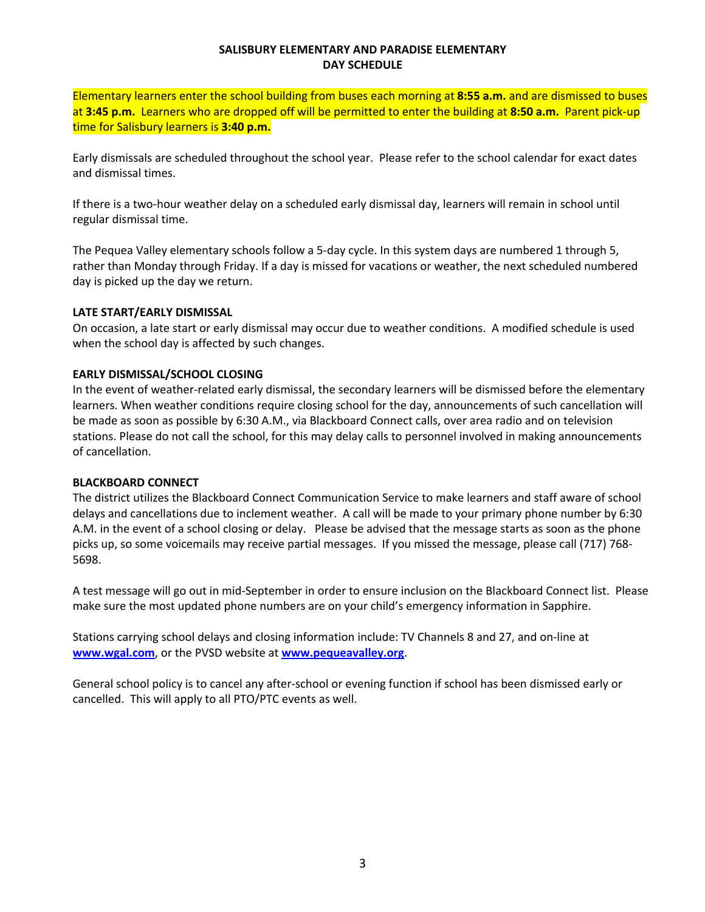# SALISBURY ELEMENTARY AND PARADISE ELEMENTARY
# DAY SCHEDULE

Elementary learners enter the school building from buses each morning at **8:55 a.m.** and are dismissed to buses at **3:45 p.m.** Learners who are dropped off will be permitted to enter the building at **8:50 a.m.** Parent pick-up time for Salisbury learners is **3:40 p.m.**

Early dismissals are scheduled throughout the school year. Please refer to the school calendar for exact dates and dismissal times.

If there is a two-hour weather delay on a scheduled early dismissal day, learners will remain in school until regular dismissal time.

The Pequea Valley elementary schools follow a 5-day cycle. In this system days are numbered 1 through 5, rather than Monday through Friday. If a day is missed for vacations or weather, the next scheduled numbered day is picked up the day we return.

### LATE START/EARLY DISMISSAL

On occasion, a late start or early dismissal may occur due to weather conditions. A modified schedule is used when the school day is affected by such changes.

### EARLY DISMISSAL/SCHOOL CLOSING

In the event of weather-related early dismissal, the secondary learners will be dismissed before the elementary learners. When weather conditions require closing school for the day, announcements of such cancellation will be made as soon as possible by 6:30 A.M., via Blackboard Connect calls, over area radio and on television stations. Please do not call the school, for this may delay calls to personnel involved in making announcements of cancellation.

### BLACKBOARD CONNECT

The district utilizes the Blackboard Connect Communication Service to make learners and staff aware of school delays and cancellations due to inclement weather. A call will be made to your primary phone number by 6:30 A.M. in the event of a school closing or delay. Please be advised that the message starts as soon as the phone picks up, so some voicemails may receive partial messages. If you missed the message, please call (717) 768-5698.

A test message will go out in mid-September in order to ensure inclusion on the Blackboard Connect list. Please make sure the most updated phone numbers are on your child's emergency information in Sapphire.

Stations carrying school delays and closing information include: TV Channels 8 and 27, and on-line at **www.wgal.com**, or the PVSD website at **www.pequeavalley.org**.

General school policy is to cancel any after-school or evening function if school has been dismissed early or cancelled. This will apply to all PTO/PTC events as well.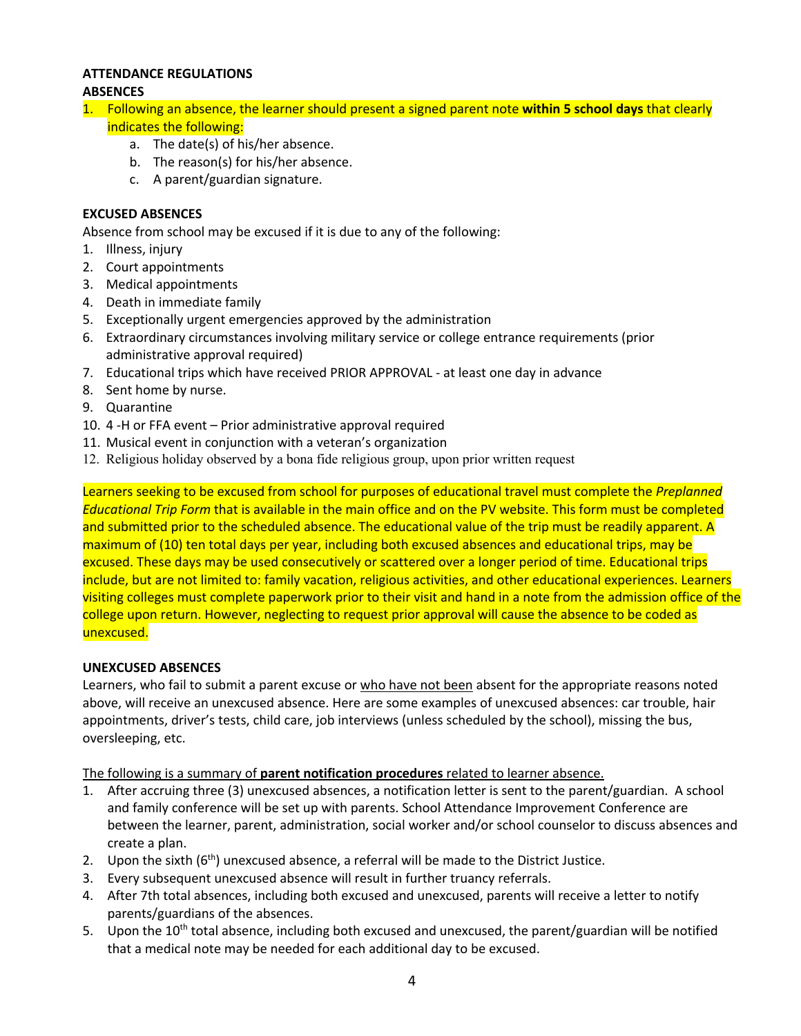**ATTENDANCE REGULATIONS**

**ABSENCES**

1. Following an absence, the learner should present a signed parent note **within 5 school days** that clearly indicates the following:
   a. The date(s) of his/her absence.
   b. The reason(s) for his/her absence.
   c. A parent/guardian signature.

**EXCUSED ABSENCES**

Absence from school may be excused if it is due to any of the following:

1. Illness, injury
2. Court appointments
3. Medical appointments
4. Death in immediate family
5. Exceptionally urgent emergencies approved by the administration
6. Extraordinary circumstances involving military service or college entrance requirements (prior administrative approval required)
7. Educational trips which have received PRIOR APPROVAL - at least one day in advance
8. Sent home by nurse.
9. Quarantine
10. 4 -H or FFA event – Prior administrative approval required
11. Musical event in conjunction with a veteran's organization
12. Religious holiday observed by a bona fide religious group, upon prior written request

Learners seeking to be excused from school for purposes of educational travel must complete the *Preplanned Educational Trip Form* that is available in the main office and on the PV website. This form must be completed and submitted prior to the scheduled absence. The educational value of the trip must be readily apparent. A maximum of (10) ten total days per year, including both excused absences and educational trips, may be excused. These days may be used consecutively or scattered over a longer period of time. Educational trips include, but are not limited to: family vacation, religious activities, and other educational experiences. Learners visiting colleges must complete paperwork prior to their visit and hand in a note from the admission office of the college upon return. However, neglecting to request prior approval will cause the absence to be coded as unexcused.

**UNEXCUSED ABSENCES**

Learners, who fail to submit a parent excuse or <u>who have not been</u> absent for the appropriate reasons noted above, will receive an unexcused absence. Here are some examples of unexcused absences: car trouble, hair appointments, driver's tests, child care, job interviews (unless scheduled by the school), missing the bus, oversleeping, etc.

<u>The following is a summary of **parent notification procedures** related to learner absence.</u>

1. After accruing three (3) unexcused absences, a notification letter is sent to the parent/guardian. A school and family conference will be set up with parents. School Attendance Improvement Conference are between the learner, parent, administration, social worker and/or school counselor to discuss absences and create a plan.
2. Upon the sixth (6th) unexcused absence, a referral will be made to the District Justice.
3. Every subsequent unexcused absence will result in further truancy referrals.
4. After 7th total absences, including both excused and unexcused, parents will receive a letter to notify parents/guardians of the absences.
5. Upon the 10th total absence, including both excused and unexcused, the parent/guardian will be notified that a medical note may be needed for each additional day to be excused.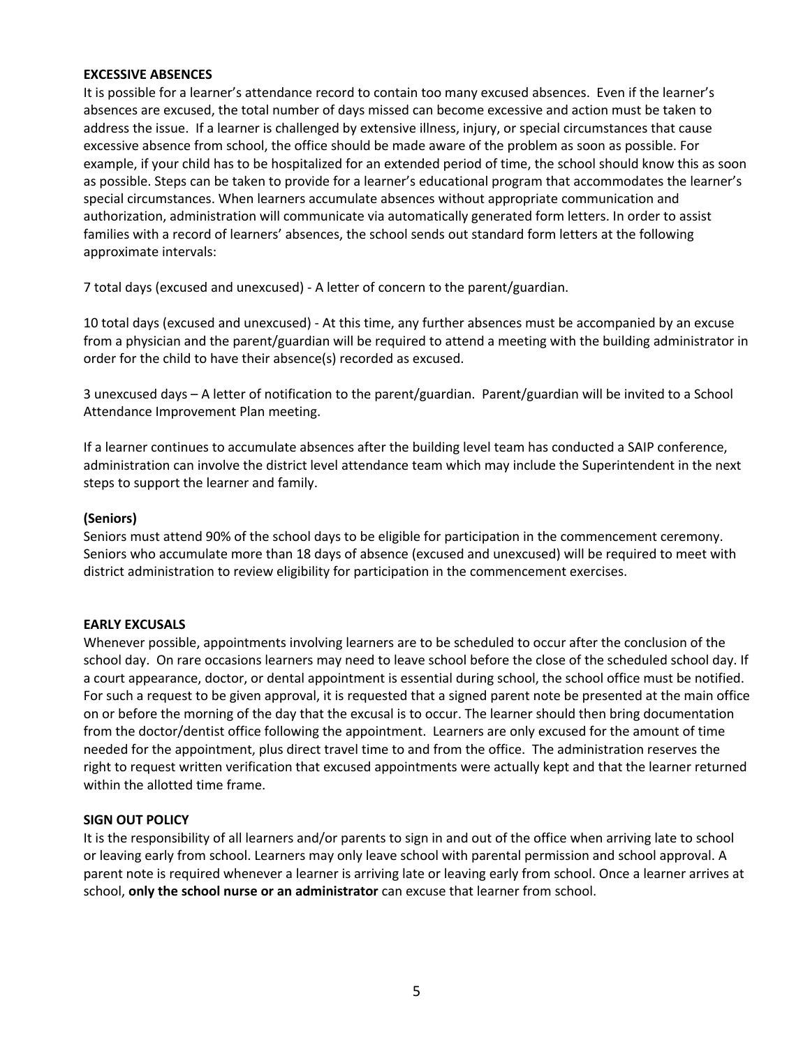**EXCESSIVE ABSENCES**

It is possible for a learner's attendance record to contain too many excused absences. Even if the learner's absences are excused, the total number of days missed can become excessive and action must be taken to address the issue. If a learner is challenged by extensive illness, injury, or special circumstances that cause excessive absence from school, the office should be made aware of the problem as soon as possible. For example, if your child has to be hospitalized for an extended period of time, the school should know this as soon as possible. Steps can be taken to provide for a learner's educational program that accommodates the learner's special circumstances. When learners accumulate absences without appropriate communication and authorization, administration will communicate via automatically generated form letters. In order to assist families with a record of learners' absences, the school sends out standard form letters at the following approximate intervals:

7 total days (excused and unexcused) - A letter of concern to the parent/guardian.

10 total days (excused and unexcused) - At this time, any further absences must be accompanied by an excuse from a physician and the parent/guardian will be required to attend a meeting with the building administrator in order for the child to have their absence(s) recorded as excused.

3 unexcused days – A letter of notification to the parent/guardian. Parent/guardian will be invited to a School Attendance Improvement Plan meeting.

If a learner continues to accumulate absences after the building level team has conducted a SAIP conference, administration can involve the district level attendance team which may include the Superintendent in the next steps to support the learner and family.

**(Seniors)**

Seniors must attend 90% of the school days to be eligible for participation in the commencement ceremony. Seniors who accumulate more than 18 days of absence (excused and unexcused) will be required to meet with district administration to review eligibility for participation in the commencement exercises.

**EARLY EXCUSALS**

Whenever possible, appointments involving learners are to be scheduled to occur after the conclusion of the school day. On rare occasions learners may need to leave school before the close of the scheduled school day. If a court appearance, doctor, or dental appointment is essential during school, the school office must be notified. For such a request to be given approval, it is requested that a signed parent note be presented at the main office on or before the morning of the day that the excusal is to occur. The learner should then bring documentation from the doctor/dentist office following the appointment. Learners are only excused for the amount of time needed for the appointment, plus direct travel time to and from the office. The administration reserves the right to request written verification that excused appointments were actually kept and that the learner returned within the allotted time frame.

**SIGN OUT POLICY**

It is the responsibility of all learners and/or parents to sign in and out of the office when arriving late to school or leaving early from school. Learners may only leave school with parental permission and school approval. A parent note is required whenever a learner is arriving late or leaving early from school. Once a learner arrives at school, **only the school nurse or an administrator** can excuse that learner from school.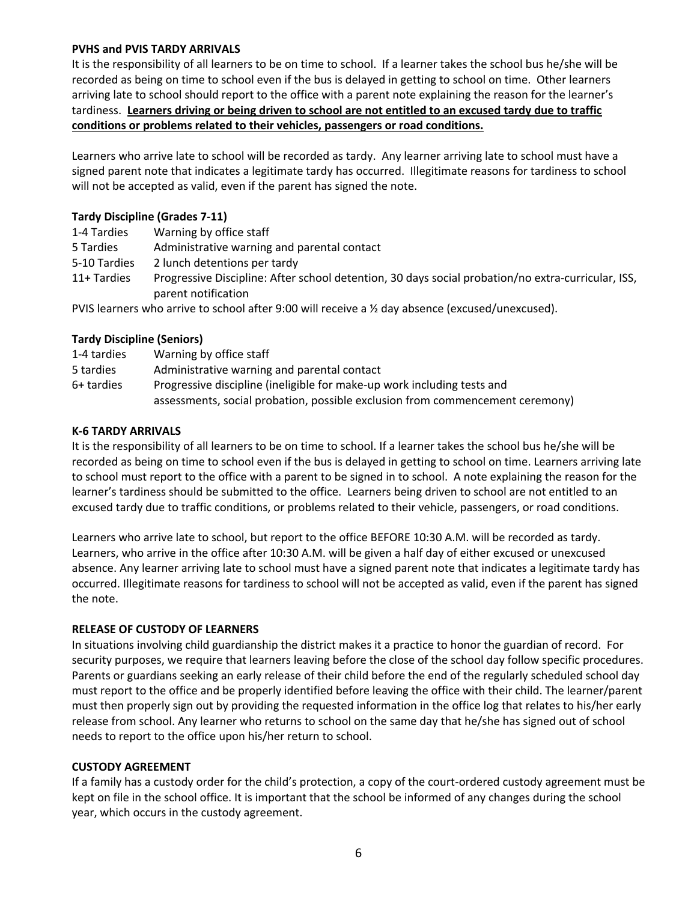**PVHS and PVIS TARDY ARRIVALS**

It is the responsibility of all learners to be on time to school. If a learner takes the school bus he/she will be recorded as being on time to school even if the bus is delayed in getting to school on time. Other learners arriving late to school should report to the office with a parent note explaining the reason for the learner's tardiness. **Learners driving or being driven to school are not entitled to an excused tardy due to traffic conditions or problems related to their vehicles, passengers or road conditions.**

Learners who arrive late to school will be recorded as tardy. Any learner arriving late to school must have a signed parent note that indicates a legitimate tardy has occurred. Illegitimate reasons for tardiness to school will not be accepted as valid, even if the parent has signed the note.

**Tardy Discipline (Grades 7-11)**

| | |
|---|---|
| 1-4 Tardies | Warning by office staff |
| 5 Tardies | Administrative warning and parental contact |
| 5-10 Tardies | 2 lunch detentions per tardy |
| 11+ Tardies | Progressive Discipline: After school detention, 30 days social probation/no extra-curricular, ISS, parent notification |

PVIS learners who arrive to school after 9:00 will receive a ½ day absence (excused/unexcused).

**Tardy Discipline (Seniors)**

| | |
|---|---|
| 1-4 tardies | Warning by office staff |
| 5 tardies | Administrative warning and parental contact |
| 6+ tardies | Progressive discipline (ineligible for make-up work including tests and assessments, social probation, possible exclusion from commencement ceremony) |

**K-6 TARDY ARRIVALS**

It is the responsibility of all learners to be on time to school. If a learner takes the school bus he/she will be recorded as being on time to school even if the bus is delayed in getting to school on time. Learners arriving late to school must report to the office with a parent to be signed in to school. A note explaining the reason for the learner's tardiness should be submitted to the office. Learners being driven to school are not entitled to an excused tardy due to traffic conditions, or problems related to their vehicle, passengers, or road conditions.

Learners who arrive late to school, but report to the office BEFORE 10:30 A.M. will be recorded as tardy. Learners, who arrive in the office after 10:30 A.M. will be given a half day of either excused or unexcused absence. Any learner arriving late to school must have a signed parent note that indicates a legitimate tardy has occurred. Illegitimate reasons for tardiness to school will not be accepted as valid, even if the parent has signed the note.

**RELEASE OF CUSTODY OF LEARNERS**

In situations involving child guardianship the district makes it a practice to honor the guardian of record. For security purposes, we require that learners leaving before the close of the school day follow specific procedures. Parents or guardians seeking an early release of their child before the end of the regularly scheduled school day must report to the office and be properly identified before leaving the office with their child. The learner/parent must then properly sign out by providing the requested information in the office log that relates to his/her early release from school. Any learner who returns to school on the same day that he/she has signed out of school needs to report to the office upon his/her return to school.

**CUSTODY AGREEMENT**

If a family has a custody order for the child's protection, a copy of the court-ordered custody agreement must be kept on file in the school office. It is important that the school be informed of any changes during the school year, which occurs in the custody agreement.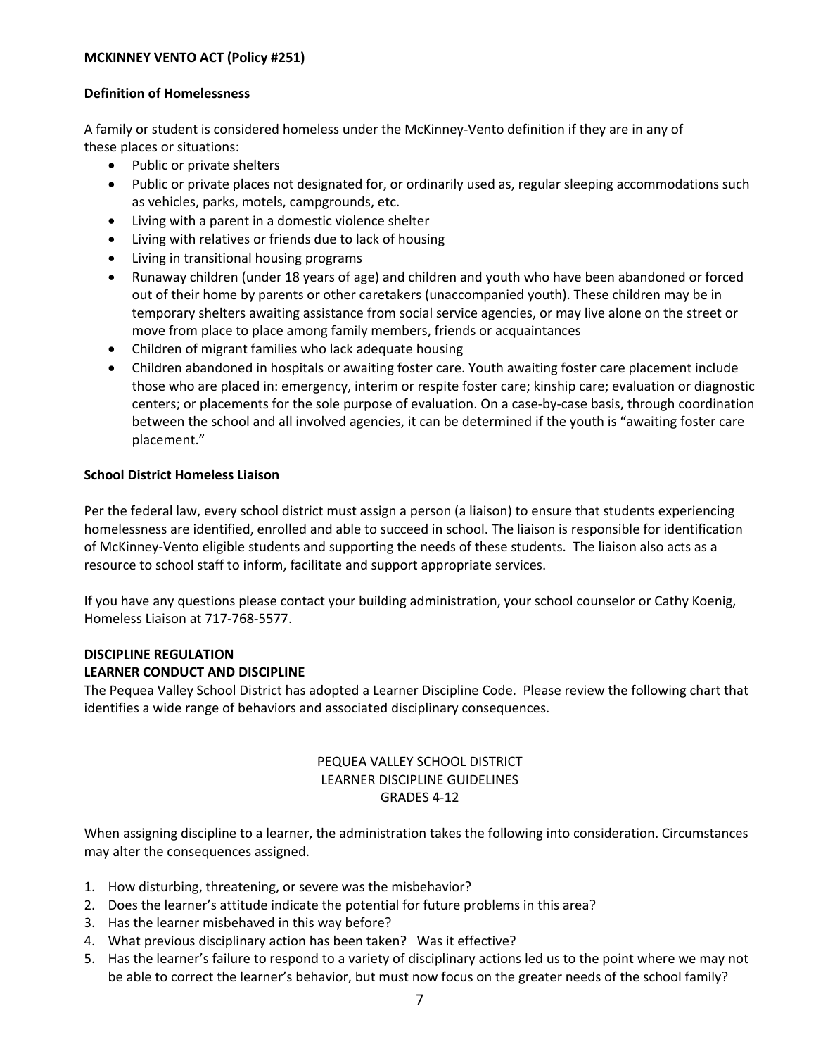**MCKINNEY VENTO ACT (Policy #251)**

**Definition of Homelessness**

A family or student is considered homeless under the McKinney-Vento definition if they are in any of these places or situations:

- Public or private shelters
- Public or private places not designated for, or ordinarily used as, regular sleeping accommodations such as vehicles, parks, motels, campgrounds, etc.
- Living with a parent in a domestic violence shelter
- Living with relatives or friends due to lack of housing
- Living in transitional housing programs
- Runaway children (under 18 years of age) and children and youth who have been abandoned or forced out of their home by parents or other caretakers (unaccompanied youth). These children may be in temporary shelters awaiting assistance from social service agencies, or may live alone on the street or move from place to place among family members, friends or acquaintances
- Children of migrant families who lack adequate housing
- Children abandoned in hospitals or awaiting foster care. Youth awaiting foster care placement include those who are placed in: emergency, interim or respite foster care; kinship care; evaluation or diagnostic centers; or placements for the sole purpose of evaluation. On a case-by-case basis, through coordination between the school and all involved agencies, it can be determined if the youth is "awaiting foster care placement."

**School District Homeless Liaison**

Per the federal law, every school district must assign a person (a liaison) to ensure that students experiencing homelessness are identified, enrolled and able to succeed in school. The liaison is responsible for identification of McKinney-Vento eligible students and supporting the needs of these students. The liaison also acts as a resource to school staff to inform, facilitate and support appropriate services.

If you have any questions please contact your building administration, your school counselor or Cathy Koenig, Homeless Liaison at 717-768-5577.

**DISCIPLINE REGULATION**

**LEARNER CONDUCT AND DISCIPLINE**

The Pequea Valley School District has adopted a Learner Discipline Code. Please review the following chart that identifies a wide range of behaviors and associated disciplinary consequences.

PEQUEA VALLEY SCHOOL DISTRICT
LEARNER DISCIPLINE GUIDELINES
GRADES 4-12

When assigning discipline to a learner, the administration takes the following into consideration. Circumstances may alter the consequences assigned.

1. How disturbing, threatening, or severe was the misbehavior?
2. Does the learner's attitude indicate the potential for future problems in this area?
3. Has the learner misbehaved in this way before?
4. What previous disciplinary action has been taken? Was it effective?
5. Has the learner's failure to respond to a variety of disciplinary actions led us to the point where we may not be able to correct the learner's behavior, but must now focus on the greater needs of the school family?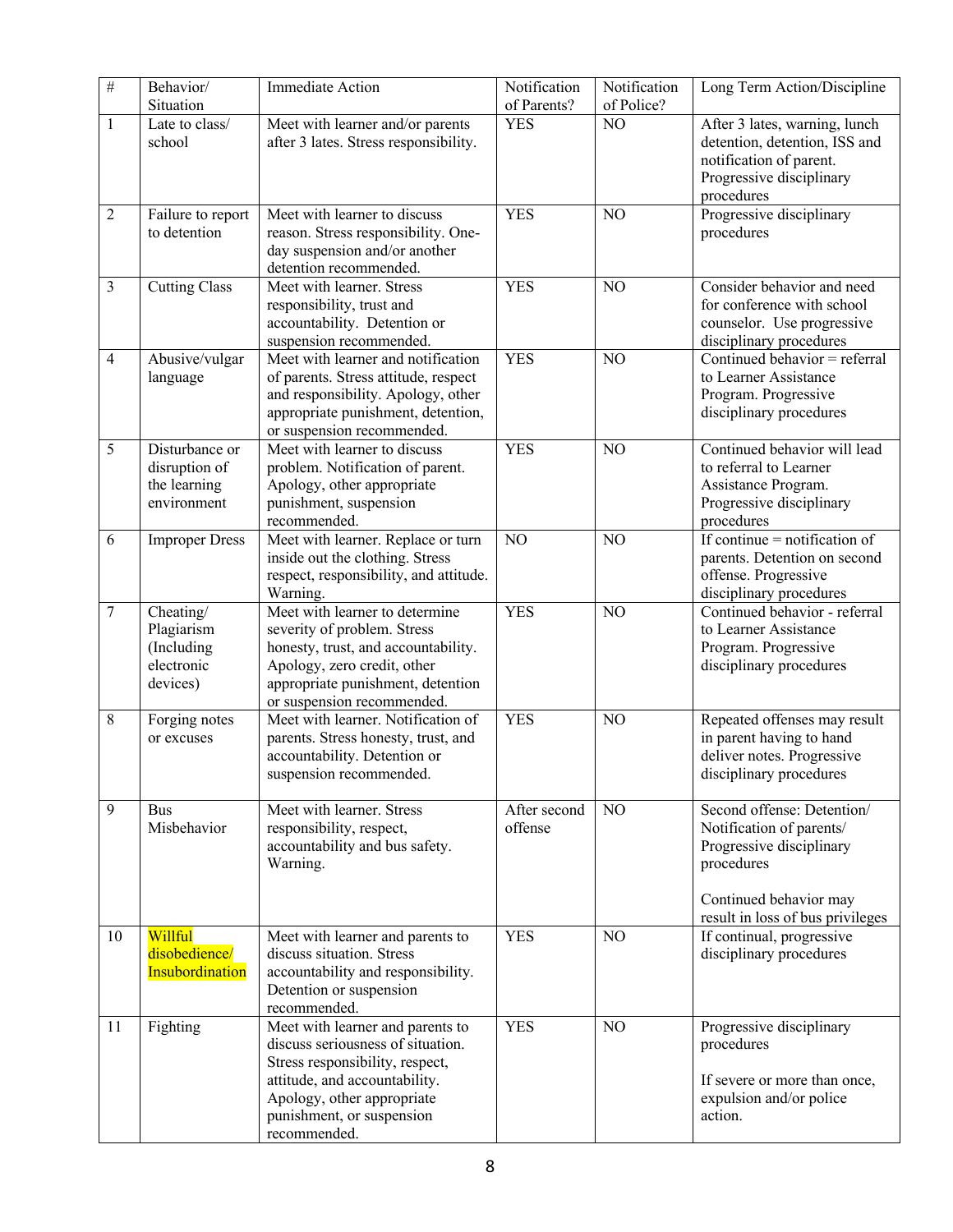| # | Behavior/ Situation | Immediate Action | Notification of Parents? | Notification of Police? | Long Term Action/Discipline |
|---|---|---|---|---|---|
| 1 | Late to class/ school | Meet with learner and/or parents after 3 lates. Stress responsibility. | YES | NO | After 3 lates, warning, lunch detention, detention, ISS and notification of parent. Progressive disciplinary procedures |
| 2 | Failure to report to detention | Meet with learner to discuss reason. Stress responsibility. One-day suspension and/or another detention recommended. | YES | NO | Progressive disciplinary procedures |
| 3 | Cutting Class | Meet with learner. Stress responsibility, trust and accountability. Detention or suspension recommended. | YES | NO | Consider behavior and need for conference with school counselor. Use progressive disciplinary procedures |
| 4 | Abusive/vulgar language | Meet with learner and notification of parents. Stress attitude, respect and responsibility. Apology, other appropriate punishment, detention, or suspension recommended. | YES | NO | Continued behavior = referral to Learner Assistance Program. Progressive disciplinary procedures |
| 5 | Disturbance or disruption of the learning environment | Meet with learner to discuss problem. Notification of parent. Apology, other appropriate punishment, suspension recommended. | YES | NO | Continued behavior will lead to referral to Learner Assistance Program. Progressive disciplinary procedures |
| 6 | Improper Dress | Meet with learner. Replace or turn inside out the clothing. Stress respect, responsibility, and attitude. Warning. | NO | NO | If continue = notification of parents. Detention on second offense. Progressive disciplinary procedures |
| 7 | Cheating/ Plagiarism (Including electronic devices) | Meet with learner to determine severity of problem. Stress honesty, trust, and accountability. Apology, zero credit, other appropriate punishment, detention or suspension recommended. | YES | NO | Continued behavior - referral to Learner Assistance Program. Progressive disciplinary procedures |
| 8 | Forging notes or excuses | Meet with learner. Notification of parents. Stress honesty, trust, and accountability. Detention or suspension recommended. | YES | NO | Repeated offenses may result in parent having to hand deliver notes. Progressive disciplinary procedures |
| 9 | Bus Misbehavior | Meet with learner. Stress responsibility, respect, accountability and bus safety. Warning. | After second offense | NO | Second offense: Detention/ Notification of parents/ Progressive disciplinary procedures<br><br>Continued behavior may result in loss of bus privileges |
| 10 | Willful disobedience/ Insubordination | Meet with learner and parents to discuss situation. Stress accountability and responsibility. Detention or suspension recommended. | YES | NO | If continual, progressive disciplinary procedures |
| 11 | Fighting | Meet with learner and parents to discuss seriousness of situation. Stress responsibility, respect, attitude, and accountability. Apology, other appropriate punishment, or suspension recommended. | YES | NO | Progressive disciplinary procedures<br><br>If severe or more than once, expulsion and/or police action. |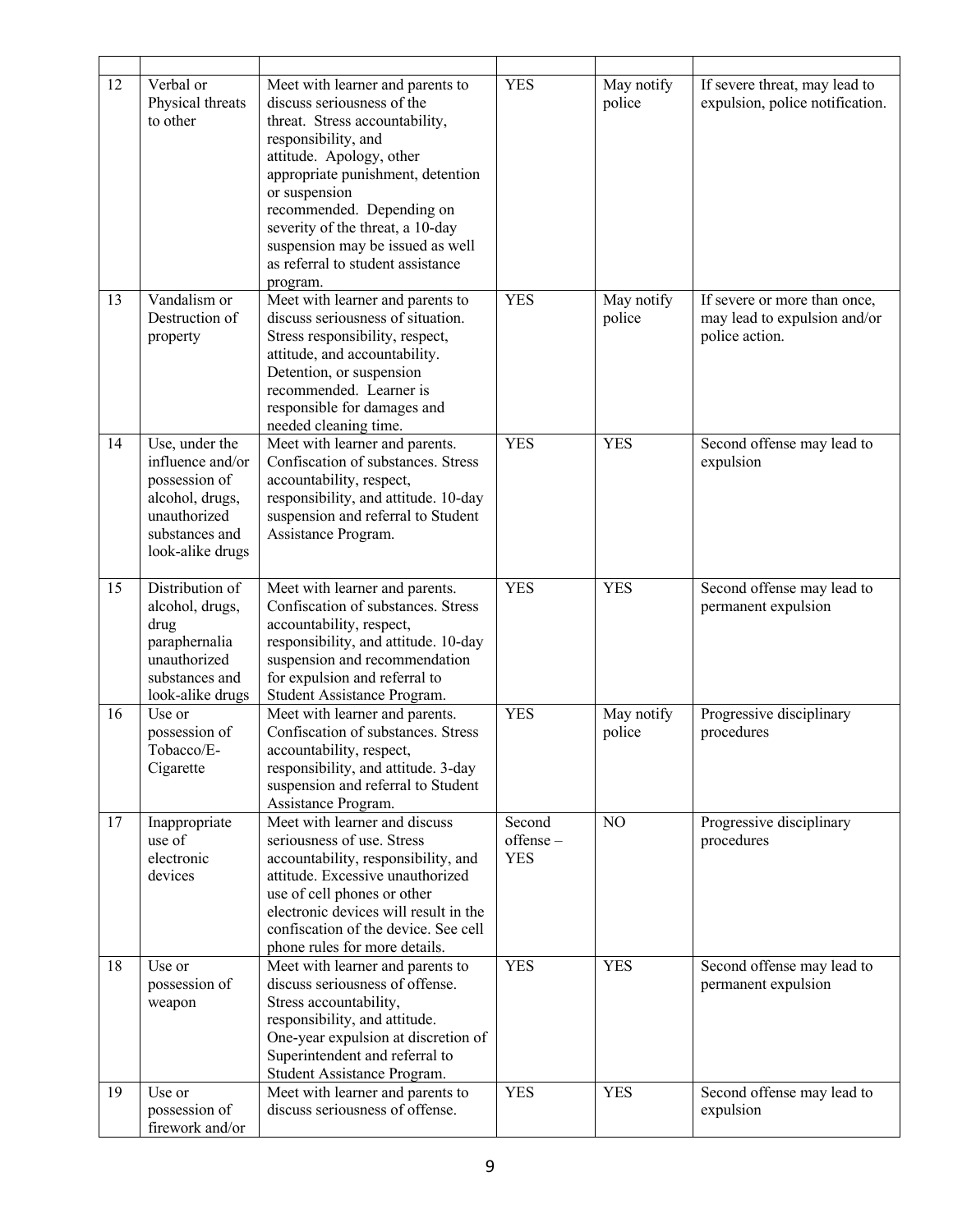| | | | | | |
|---|---|---|---|---|---|
| 12 | Verbal or Physical threats to other | Meet with learner and parents to discuss seriousness of the threat. Stress accountability, responsibility, and attitude. Apology, other appropriate punishment, detention or suspension recommended. Depending on severity of the threat, a 10-day suspension may be issued as well as referral to student assistance program. | YES | May notify police | If severe threat, may lead to expulsion, police notification. |
| 13 | Vandalism or Destruction of property | Meet with learner and parents to discuss seriousness of situation. Stress responsibility, respect, attitude, and accountability. Detention, or suspension recommended. Learner is responsible for damages and needed cleaning time. | YES | May notify police | If severe or more than once, may lead to expulsion and/or police action. |
| 14 | Use, under the influence and/or possession of alcohol, drugs, unauthorized substances and look-alike drugs | Meet with learner and parents. Confiscation of substances. Stress accountability, respect, responsibility, and attitude. 10-day suspension and referral to Student Assistance Program. | YES | YES | Second offense may lead to expulsion |
| 15 | Distribution of alcohol, drugs, drug paraphernalia unauthorized substances and look-alike drugs | Meet with learner and parents. Confiscation of substances. Stress accountability, respect, responsibility, and attitude. 10-day suspension and recommendation for expulsion and referral to Student Assistance Program. | YES | YES | Second offense may lead to permanent expulsion |
| 16 | Use or possession of Tobacco/E-Cigarette | Meet with learner and parents. Confiscation of substances. Stress accountability, respect, responsibility, and attitude. 3-day suspension and referral to Student Assistance Program. | YES | May notify police | Progressive disciplinary procedures |
| 17 | Inappropriate use of electronic devices | Meet with learner and discuss seriousness of use. Stress accountability, responsibility, and attitude. Excessive unauthorized use of cell phones or other electronic devices will result in the confiscation of the device. See cell phone rules for more details. | Second offense – YES | NO | Progressive disciplinary procedures |
| 18 | Use or possession of weapon | Meet with learner and parents to discuss seriousness of offense. Stress accountability, responsibility, and attitude. One-year expulsion at discretion of Superintendent and referral to Student Assistance Program. | YES | YES | Second offense may lead to permanent expulsion |
| 19 | Use or possession of firework and/or | Meet with learner and parents to discuss seriousness of offense. | YES | YES | Second offense may lead to expulsion |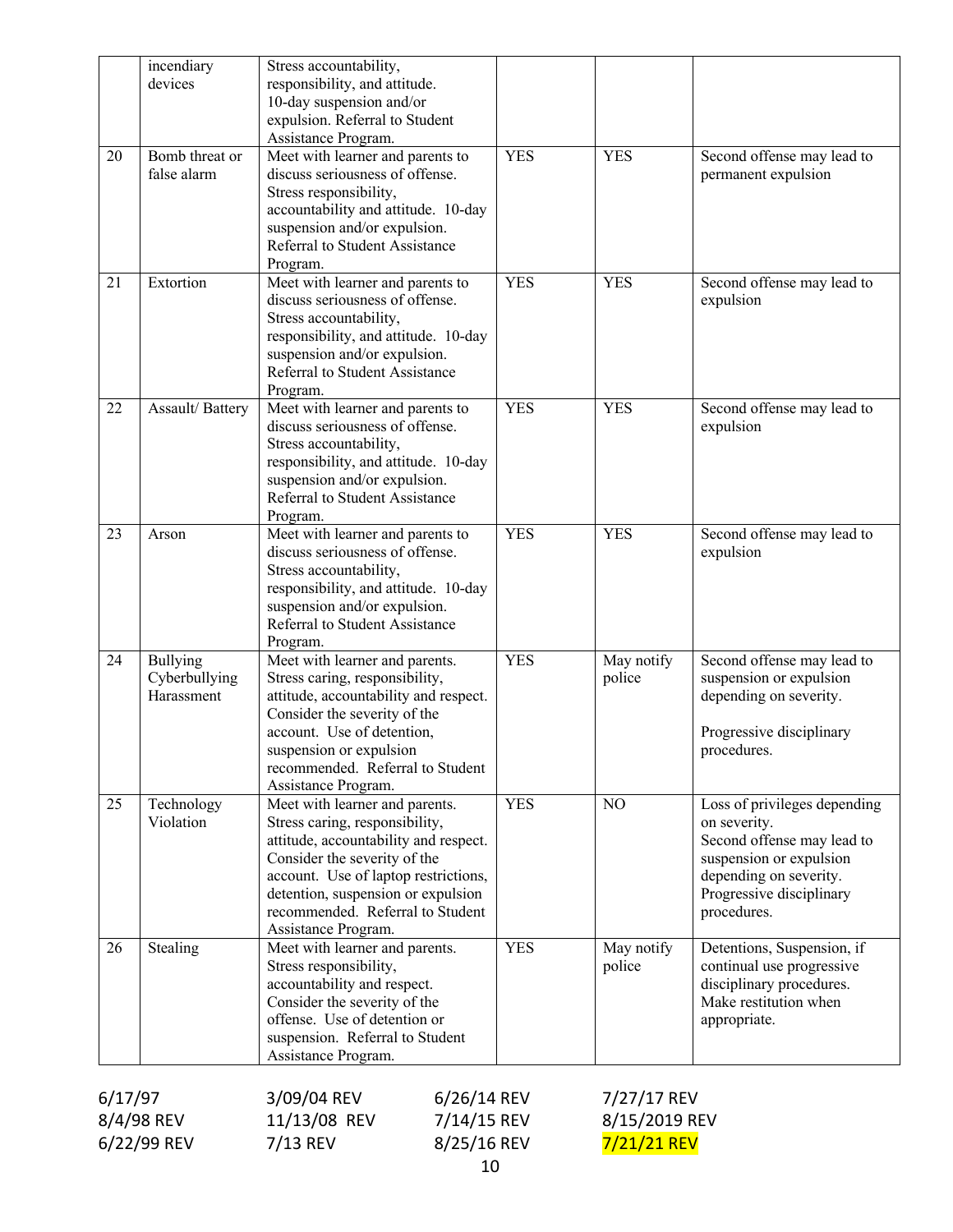| | | | | | |
|---|---|---|---|---|---|
| | incendiary devices | Stress accountability, responsibility, and attitude. 10-day suspension and/or expulsion. Referral to Student Assistance Program. | | | |
| 20 | Bomb threat or false alarm | Meet with learner and parents to discuss seriousness of offense. Stress responsibility, accountability and attitude. 10-day suspension and/or expulsion. Referral to Student Assistance Program. | YES | YES | Second offense may lead to permanent expulsion |
| 21 | Extortion | Meet with learner and parents to discuss seriousness of offense. Stress accountability, responsibility, and attitude. 10-day suspension and/or expulsion. Referral to Student Assistance Program. | YES | YES | Second offense may lead to expulsion |
| 22 | Assault/ Battery | Meet with learner and parents to discuss seriousness of offense. Stress accountability, responsibility, and attitude. 10-day suspension and/or expulsion. Referral to Student Assistance Program. | YES | YES | Second offense may lead to expulsion |
| 23 | Arson | Meet with learner and parents to discuss seriousness of offense. Stress accountability, responsibility, and attitude. 10-day suspension and/or expulsion. Referral to Student Assistance Program. | YES | YES | Second offense may lead to expulsion |
| 24 | Bullying Cyberbullying Harassment | Meet with learner and parents. Stress caring, responsibility, attitude, accountability and respect. Consider the severity of the account. Use of detention, suspension or expulsion recommended. Referral to Student Assistance Program. | YES | May notify police | Second offense may lead to suspension or expulsion depending on severity.<br><br>Progressive disciplinary procedures. |
| 25 | Technology Violation | Meet with learner and parents. Stress caring, responsibility, attitude, accountability and respect. Consider the severity of the account. Use of laptop restrictions, detention, suspension or expulsion recommended. Referral to Student Assistance Program. | YES | NO | Loss of privileges depending on severity. Second offense may lead to suspension or expulsion depending on severity. Progressive disciplinary procedures. |
| 26 | Stealing | Meet with learner and parents. Stress responsibility, accountability and respect. Consider the severity of the offense. Use of detention or suspension. Referral to Student Assistance Program. | YES | May notify police | Detentions, Suspension, if continual use progressive disciplinary procedures. Make restitution when appropriate. |

6/17/97 3/09/04 REV 6/26/14 REV 7/27/17 REV
8/4/98 REV 11/13/08 REV 7/14/15 REV 8/15/2019 REV
6/22/99 REV 7/13 REV 8/25/16 REV 7/21/21 REV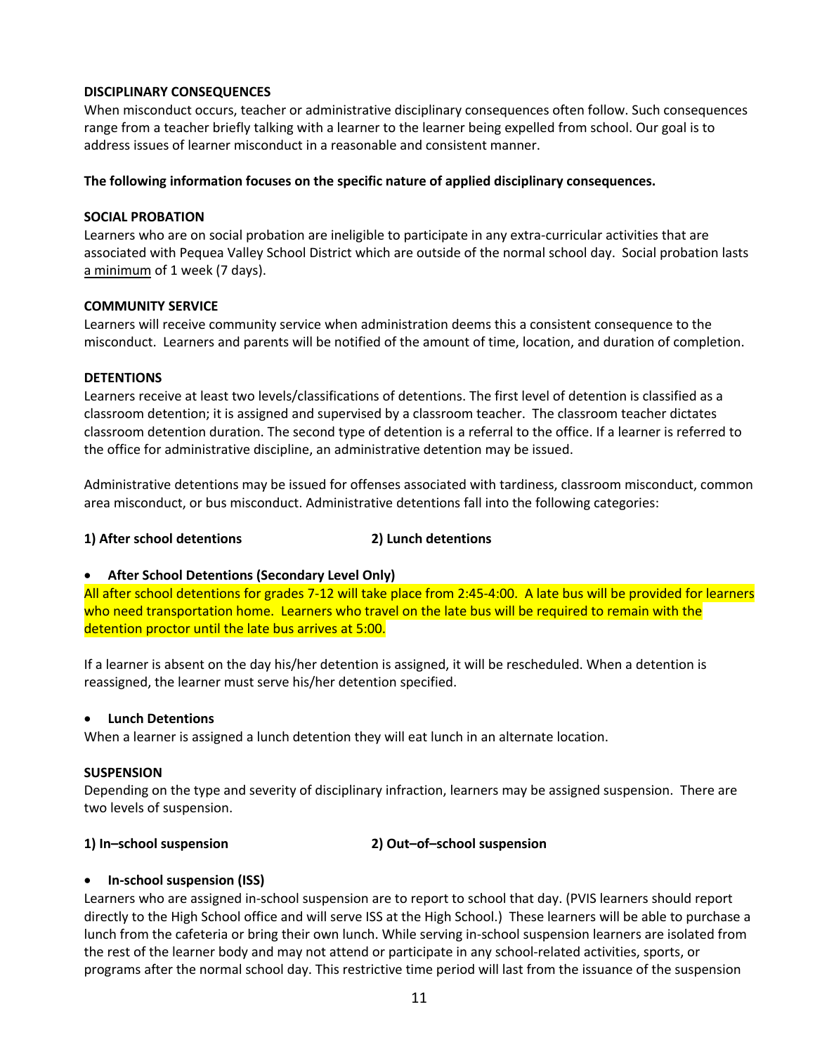**DISCIPLINARY CONSEQUENCES**

When misconduct occurs, teacher or administrative disciplinary consequences often follow. Such consequences range from a teacher briefly talking with a learner to the learner being expelled from school. Our goal is to address issues of learner misconduct in a reasonable and consistent manner.

**The following information focuses on the specific nature of applied disciplinary consequences.**

**SOCIAL PROBATION**

Learners who are on social probation are ineligible to participate in any extra-curricular activities that are associated with Pequea Valley School District which are outside of the normal school day. Social probation lasts a minimum of 1 week (7 days).

**COMMUNITY SERVICE**

Learners will receive community service when administration deems this a consistent consequence to the misconduct. Learners and parents will be notified of the amount of time, location, and duration of completion.

**DETENTIONS**

Learners receive at least two levels/classifications of detentions. The first level of detention is classified as a classroom detention; it is assigned and supervised by a classroom teacher. The classroom teacher dictates classroom detention duration. The second type of detention is a referral to the office. If a learner is referred to the office for administrative discipline, an administrative detention may be issued.

Administrative detentions may be issued for offenses associated with tardiness, classroom misconduct, common area misconduct, or bus misconduct. Administrative detentions fall into the following categories:

**1) After school detentions** **2) Lunch detentions**

- **After School Detentions (Secondary Level Only)**

All after school detentions for grades 7-12 will take place from 2:45-4:00. A late bus will be provided for learners who need transportation home. Learners who travel on the late bus will be required to remain with the detention proctor until the late bus arrives at 5:00.

If a learner is absent on the day his/her detention is assigned, it will be rescheduled. When a detention is reassigned, the learner must serve his/her detention specified.

- **Lunch Detentions**

When a learner is assigned a lunch detention they will eat lunch in an alternate location.

**SUSPENSION**

Depending on the type and severity of disciplinary infraction, learners may be assigned suspension. There are two levels of suspension.

**1) In–school suspension** **2) Out–of–school suspension**

- **In-school suspension (ISS)**

Learners who are assigned in-school suspension are to report to school that day. (PVIS learners should report directly to the High School office and will serve ISS at the High School.) These learners will be able to purchase a lunch from the cafeteria or bring their own lunch. While serving in-school suspension learners are isolated from the rest of the learner body and may not attend or participate in any school-related activities, sports, or programs after the normal school day. This restrictive time period will last from the issuance of the suspension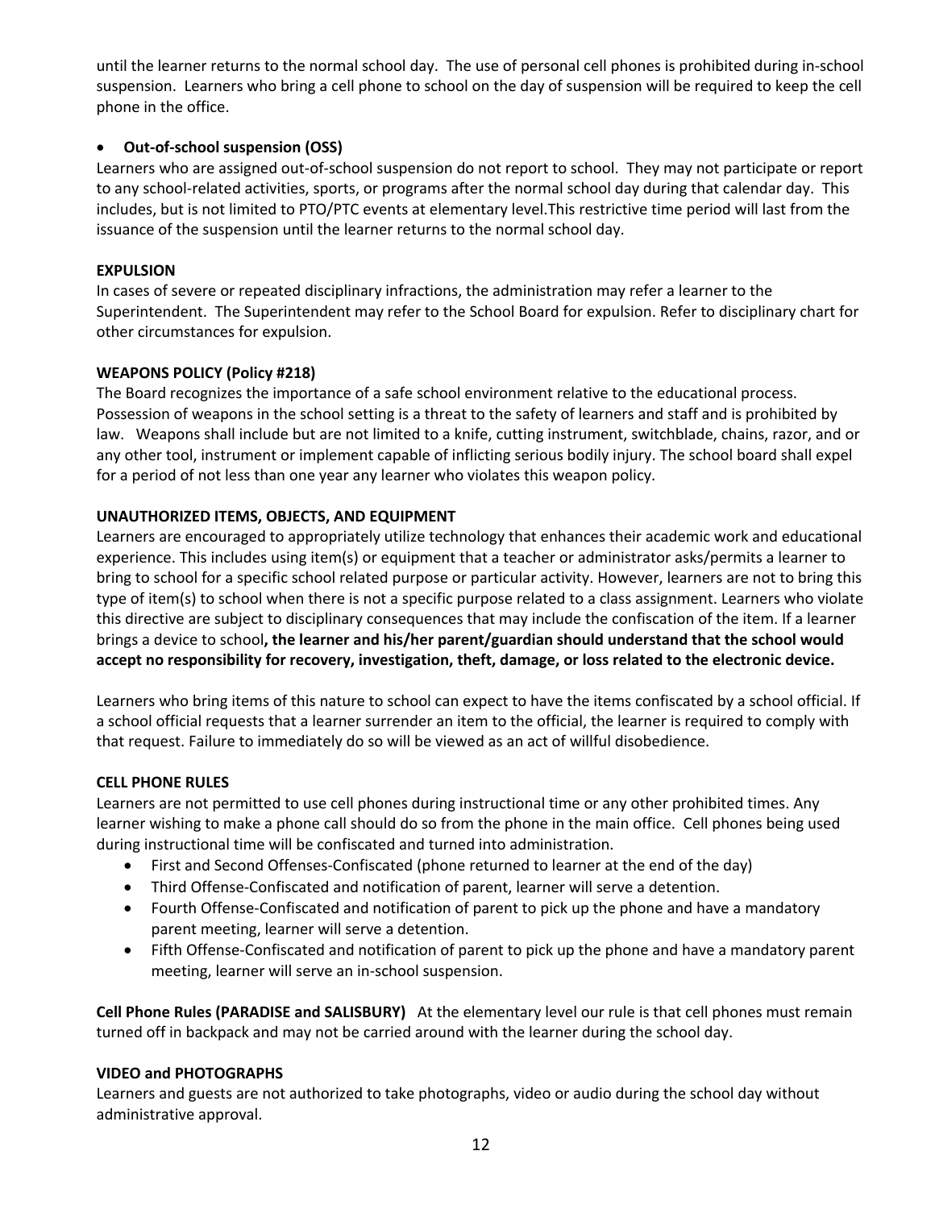until the learner returns to the normal school day. The use of personal cell phones is prohibited during in-school suspension. Learners who bring a cell phone to school on the day of suspension will be required to keep the cell phone in the office.

- **Out-of-school suspension (OSS)**

Learners who are assigned out-of-school suspension do not report to school. They may not participate or report to any school-related activities, sports, or programs after the normal school day during that calendar day. This includes, but is not limited to PTO/PTC events at elementary level.This restrictive time period will last from the issuance of the suspension until the learner returns to the normal school day.

**EXPULSION**

In cases of severe or repeated disciplinary infractions, the administration may refer a learner to the Superintendent. The Superintendent may refer to the School Board for expulsion. Refer to disciplinary chart for other circumstances for expulsion.

**WEAPONS POLICY (Policy #218)**

The Board recognizes the importance of a safe school environment relative to the educational process. Possession of weapons in the school setting is a threat to the safety of learners and staff and is prohibited by law. Weapons shall include but are not limited to a knife, cutting instrument, switchblade, chains, razor, and or any other tool, instrument or implement capable of inflicting serious bodily injury. The school board shall expel for a period of not less than one year any learner who violates this weapon policy.

**UNAUTHORIZED ITEMS, OBJECTS, AND EQUIPMENT**

Learners are encouraged to appropriately utilize technology that enhances their academic work and educational experience. This includes using item(s) or equipment that a teacher or administrator asks/permits a learner to bring to school for a specific school related purpose or particular activity. However, learners are not to bring this type of item(s) to school when there is not a specific purpose related to a class assignment. Learners who violate this directive are subject to disciplinary consequences that may include the confiscation of the item. If a learner brings a device to school**, the learner and his/her parent/guardian should understand that the school would accept no responsibility for recovery, investigation, theft, damage, or loss related to the electronic device.**

Learners who bring items of this nature to school can expect to have the items confiscated by a school official. If a school official requests that a learner surrender an item to the official, the learner is required to comply with that request. Failure to immediately do so will be viewed as an act of willful disobedience.

**CELL PHONE RULES**

Learners are not permitted to use cell phones during instructional time or any other prohibited times. Any learner wishing to make a phone call should do so from the phone in the main office. Cell phones being used during instructional time will be confiscated and turned into administration.

- First and Second Offenses-Confiscated (phone returned to learner at the end of the day)
- Third Offense-Confiscated and notification of parent, learner will serve a detention.
- Fourth Offense-Confiscated and notification of parent to pick up the phone and have a mandatory parent meeting, learner will serve a detention.
- Fifth Offense-Confiscated and notification of parent to pick up the phone and have a mandatory parent meeting, learner will serve an in-school suspension.

**Cell Phone Rules (PARADISE and SALISBURY)** At the elementary level our rule is that cell phones must remain turned off in backpack and may not be carried around with the learner during the school day.

**VIDEO and PHOTOGRAPHS**

Learners and guests are not authorized to take photographs, video or audio during the school day without administrative approval.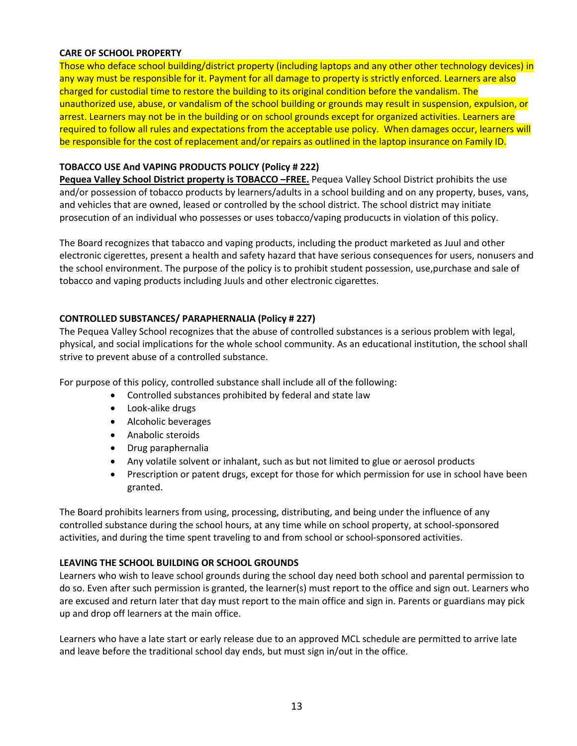**CARE OF SCHOOL PROPERTY**

Those who deface school building/district property (including laptops and any other other technology devices) in any way must be responsible for it. Payment for all damage to property is strictly enforced. Learners are also charged for custodial time to restore the building to its original condition before the vandalism. The unauthorized use, abuse, or vandalism of the school building or grounds may result in suspension, expulsion, or arrest. Learners may not be in the building or on school grounds except for organized activities. Learners are required to follow all rules and expectations from the acceptable use policy. When damages occur, learners will be responsible for the cost of replacement and/or repairs as outlined in the laptop insurance on Family ID.

**TOBACCO USE And VAPING PRODUCTS POLICY (Policy # 222)**

**Pequea Valley School District property is TOBACCO –FREE.** Pequea Valley School District prohibits the use and/or possession of tobacco products by learners/adults in a school building and on any property, buses, vans, and vehicles that are owned, leased or controlled by the school district. The school district may initiate prosecution of an individual who possesses or uses tobacco/vaping producucts in violation of this policy.

The Board recognizes that tabacco and vaping products, including the product marketed as Juul and other electronic cigerettes, present a health and safety hazard that have serious consequences for users, nonusers and the school environment. The purpose of the policy is to prohibit student possession, use,purchase and sale of tobacco and vaping products including Juuls and other electronic cigarettes.

**CONTROLLED SUBSTANCES/ PARAPHERNALIA (Policy # 227)**

The Pequea Valley School recognizes that the abuse of controlled substances is a serious problem with legal, physical, and social implications for the whole school community. As an educational institution, the school shall strive to prevent abuse of a controlled substance.

For purpose of this policy, controlled substance shall include all of the following:

- Controlled substances prohibited by federal and state law
- Look-alike drugs
- Alcoholic beverages
- Anabolic steroids
- Drug paraphernalia
- Any volatile solvent or inhalant, such as but not limited to glue or aerosol products
- Prescription or patent drugs, except for those for which permission for use in school have been granted.

The Board prohibits learners from using, processing, distributing, and being under the influence of any controlled substance during the school hours, at any time while on school property, at school-sponsored activities, and during the time spent traveling to and from school or school-sponsored activities.

**LEAVING THE SCHOOL BUILDING OR SCHOOL GROUNDS**

Learners who wish to leave school grounds during the school day need both school and parental permission to do so. Even after such permission is granted, the learner(s) must report to the office and sign out. Learners who are excused and return later that day must report to the main office and sign in. Parents or guardians may pick up and drop off learners at the main office.

Learners who have a late start or early release due to an approved MCL schedule are permitted to arrive late and leave before the traditional school day ends, but must sign in/out in the office.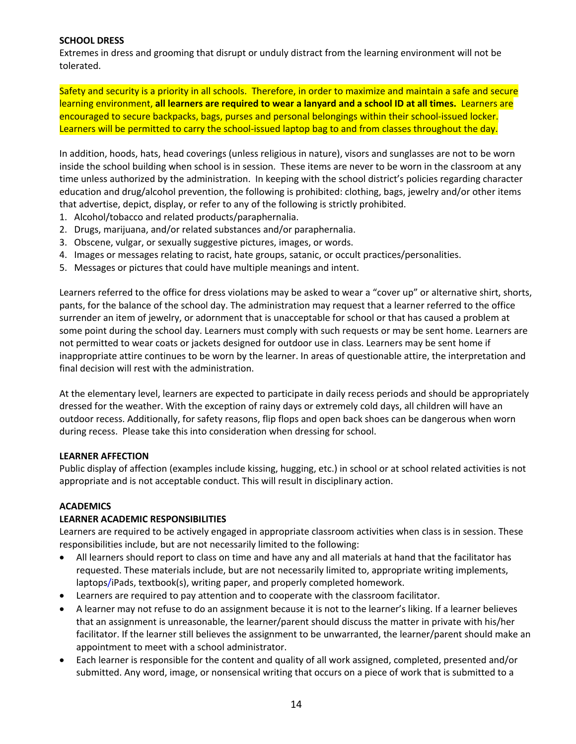**SCHOOL DRESS**

Extremes in dress and grooming that disrupt or unduly distract from the learning environment will not be tolerated.

Safety and security is a priority in all schools. Therefore, in order to maximize and maintain a safe and secure learning environment, **all learners are required to wear a lanyard and a school ID at all times.** Learners are encouraged to secure backpacks, bags, purses and personal belongings within their school-issued locker. Learners will be permitted to carry the school-issued laptop bag to and from classes throughout the day.

In addition, hoods, hats, head coverings (unless religious in nature), visors and sunglasses are not to be worn inside the school building when school is in session. These items are never to be worn in the classroom at any time unless authorized by the administration. In keeping with the school district's policies regarding character education and drug/alcohol prevention, the following is prohibited: clothing, bags, jewelry and/or other items that advertise, depict, display, or refer to any of the following is strictly prohibited.

1. Alcohol/tobacco and related products/paraphernalia.
2. Drugs, marijuana, and/or related substances and/or paraphernalia.
3. Obscene, vulgar, or sexually suggestive pictures, images, or words.
4. Images or messages relating to racist, hate groups, satanic, or occult practices/personalities.
5. Messages or pictures that could have multiple meanings and intent.

Learners referred to the office for dress violations may be asked to wear a "cover up" or alternative shirt, shorts, pants, for the balance of the school day. The administration may request that a learner referred to the office surrender an item of jewelry, or adornment that is unacceptable for school or that has caused a problem at some point during the school day. Learners must comply with such requests or may be sent home. Learners are not permitted to wear coats or jackets designed for outdoor use in class. Learners may be sent home if inappropriate attire continues to be worn by the learner. In areas of questionable attire, the interpretation and final decision will rest with the administration.

At the elementary level, learners are expected to participate in daily recess periods and should be appropriately dressed for the weather. With the exception of rainy days or extremely cold days, all children will have an outdoor recess. Additionally, for safety reasons, flip flops and open back shoes can be dangerous when worn during recess. Please take this into consideration when dressing for school.

**LEARNER AFFECTION**

Public display of affection (examples include kissing, hugging, etc.) in school or at school related activities is not appropriate and is not acceptable conduct. This will result in disciplinary action.

**ACADEMICS**

**LEARNER ACADEMIC RESPONSIBILITIES**

Learners are required to be actively engaged in appropriate classroom activities when class is in session. These responsibilities include, but are not necessarily limited to the following:

- All learners should report to class on time and have any and all materials at hand that the facilitator has requested. These materials include, but are not necessarily limited to, appropriate writing implements, laptops/iPads, textbook(s), writing paper, and properly completed homework.
- Learners are required to pay attention and to cooperate with the classroom facilitator.
- A learner may not refuse to do an assignment because it is not to the learner's liking. If a learner believes that an assignment is unreasonable, the learner/parent should discuss the matter in private with his/her facilitator. If the learner still believes the assignment to be unwarranted, the learner/parent should make an appointment to meet with a school administrator.
- Each learner is responsible for the content and quality of all work assigned, completed, presented and/or submitted. Any word, image, or nonsensical writing that occurs on a piece of work that is submitted to a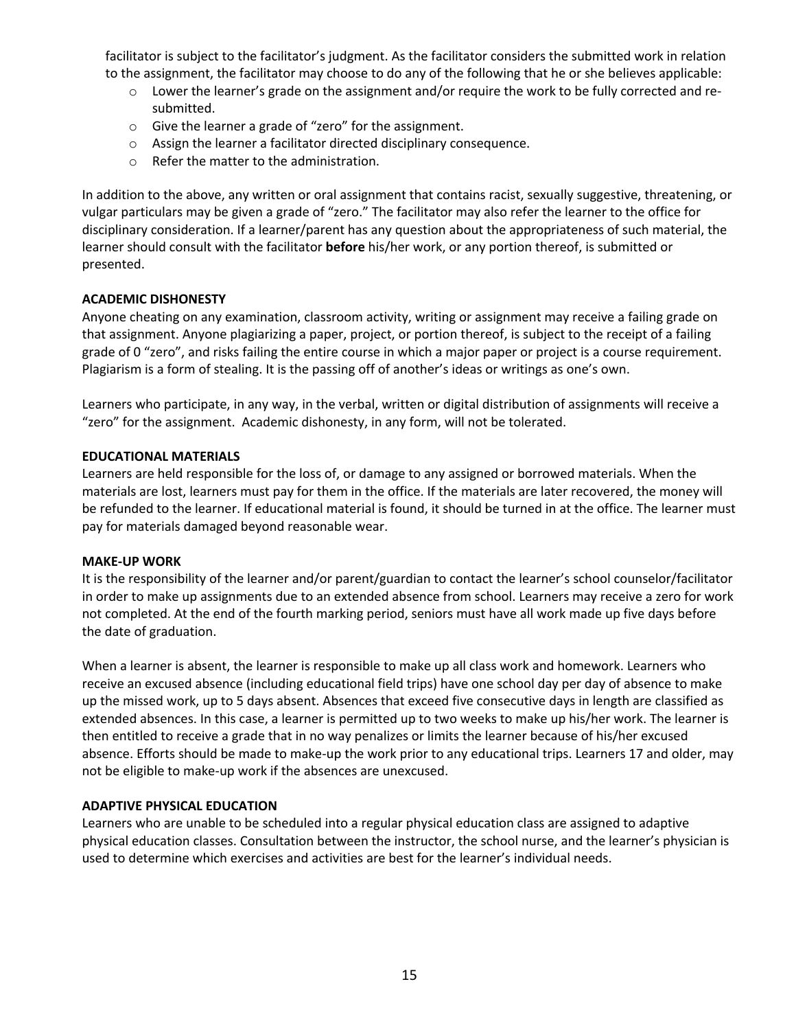facilitator is subject to the facilitator's judgment. As the facilitator considers the submitted work in relation to the assignment, the facilitator may choose to do any of the following that he or she believes applicable:

- Lower the learner's grade on the assignment and/or require the work to be fully corrected and re-submitted.
- Give the learner a grade of "zero" for the assignment.
- Assign the learner a facilitator directed disciplinary consequence.
- Refer the matter to the administration.

In addition to the above, any written or oral assignment that contains racist, sexually suggestive, threatening, or vulgar particulars may be given a grade of "zero." The facilitator may also refer the learner to the office for disciplinary consideration. If a learner/parent has any question about the appropriateness of such material, the learner should consult with the facilitator **before** his/her work, or any portion thereof, is submitted or presented.

**ACADEMIC DISHONESTY**

Anyone cheating on any examination, classroom activity, writing or assignment may receive a failing grade on that assignment. Anyone plagiarizing a paper, project, or portion thereof, is subject to the receipt of a failing grade of 0 "zero", and risks failing the entire course in which a major paper or project is a course requirement. Plagiarism is a form of stealing. It is the passing off of another's ideas or writings as one's own.

Learners who participate, in any way, in the verbal, written or digital distribution of assignments will receive a "zero" for the assignment. Academic dishonesty, in any form, will not be tolerated.

**EDUCATIONAL MATERIALS**

Learners are held responsible for the loss of, or damage to any assigned or borrowed materials. When the materials are lost, learners must pay for them in the office. If the materials are later recovered, the money will be refunded to the learner. If educational material is found, it should be turned in at the office. The learner must pay for materials damaged beyond reasonable wear.

**MAKE-UP WORK**

It is the responsibility of the learner and/or parent/guardian to contact the learner's school counselor/facilitator in order to make up assignments due to an extended absence from school. Learners may receive a zero for work not completed. At the end of the fourth marking period, seniors must have all work made up five days before the date of graduation.

When a learner is absent, the learner is responsible to make up all class work and homework. Learners who receive an excused absence (including educational field trips) have one school day per day of absence to make up the missed work, up to 5 days absent. Absences that exceed five consecutive days in length are classified as extended absences. In this case, a learner is permitted up to two weeks to make up his/her work. The learner is then entitled to receive a grade that in no way penalizes or limits the learner because of his/her excused absence. Efforts should be made to make-up the work prior to any educational trips. Learners 17 and older, may not be eligible to make-up work if the absences are unexcused.

**ADAPTIVE PHYSICAL EDUCATION**

Learners who are unable to be scheduled into a regular physical education class are assigned to adaptive physical education classes. Consultation between the instructor, the school nurse, and the learner's physician is used to determine which exercises and activities are best for the learner's individual needs.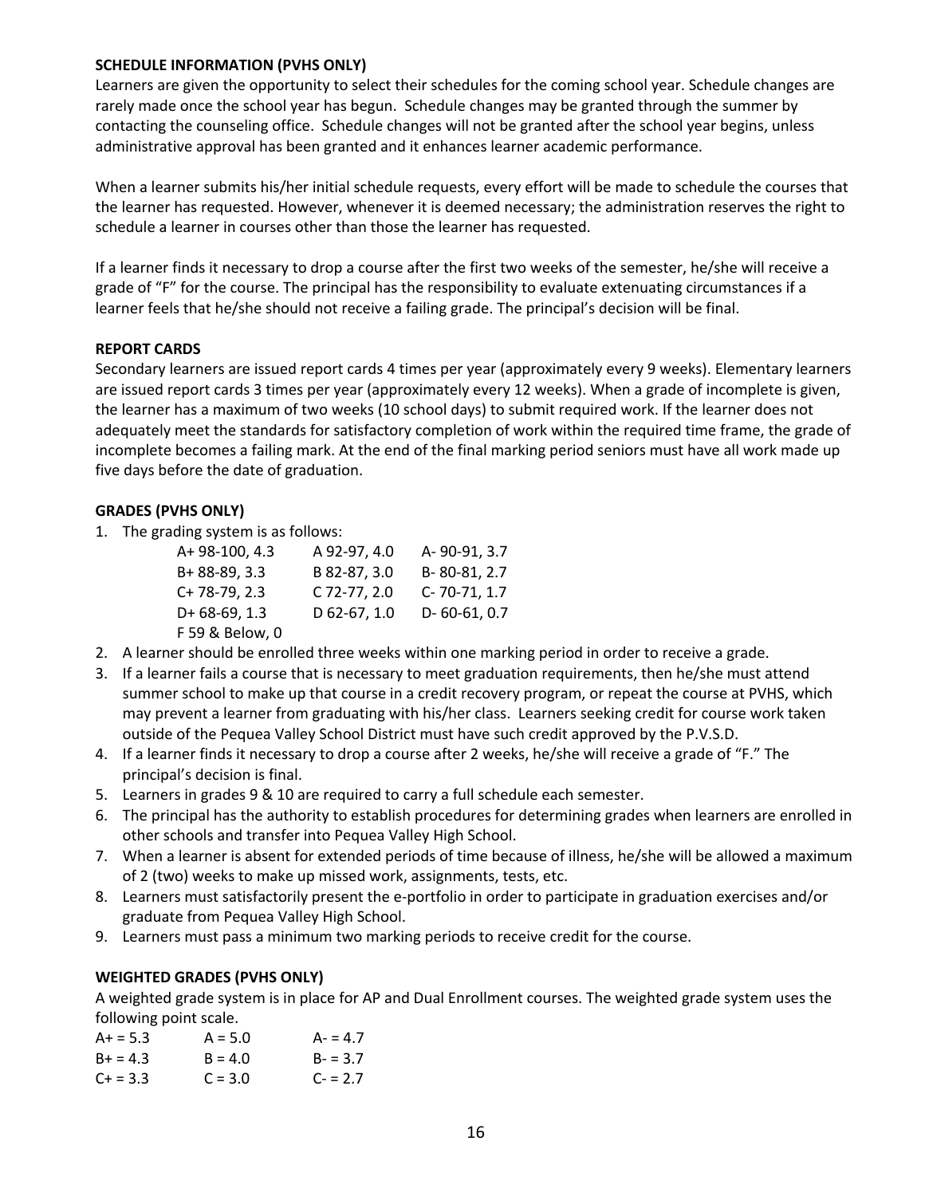**SCHEDULE INFORMATION (PVHS ONLY)**

Learners are given the opportunity to select their schedules for the coming school year. Schedule changes are rarely made once the school year has begun. Schedule changes may be granted through the summer by contacting the counseling office. Schedule changes will not be granted after the school year begins, unless administrative approval has been granted and it enhances learner academic performance.

When a learner submits his/her initial schedule requests, every effort will be made to schedule the courses that the learner has requested. However, whenever it is deemed necessary; the administration reserves the right to schedule a learner in courses other than those the learner has requested.

If a learner finds it necessary to drop a course after the first two weeks of the semester, he/she will receive a grade of "F" for the course. The principal has the responsibility to evaluate extenuating circumstances if a learner feels that he/she should not receive a failing grade. The principal's decision will be final.

**REPORT CARDS**

Secondary learners are issued report cards 4 times per year (approximately every 9 weeks). Elementary learners are issued report cards 3 times per year (approximately every 12 weeks). When a grade of incomplete is given, the learner has a maximum of two weeks (10 school days) to submit required work. If the learner does not adequately meet the standards for satisfactory completion of work within the required time frame, the grade of incomplete becomes a failing mark. At the end of the final marking period seniors must have all work made up five days before the date of graduation.

**GRADES (PVHS ONLY)**

1. The grading system is as follows:

| | | |
|---|---|---|
| A+ 98-100, 4.3 | A 92-97, 4.0 | A- 90-91, 3.7 |
| B+ 88-89, 3.3 | B 82-87, 3.0 | B- 80-81, 2.7 |
| C+ 78-79, 2.3 | C 72-77, 2.0 | C- 70-71, 1.7 |
| D+ 68-69, 1.3 | D 62-67, 1.0 | D- 60-61, 0.7 |
| F 59 & Below, 0 | | |

2. A learner should be enrolled three weeks within one marking period in order to receive a grade.
3. If a learner fails a course that is necessary to meet graduation requirements, then he/she must attend summer school to make up that course in a credit recovery program, or repeat the course at PVHS, which may prevent a learner from graduating with his/her class. Learners seeking credit for course work taken outside of the Pequea Valley School District must have such credit approved by the P.V.S.D.
4. If a learner finds it necessary to drop a course after 2 weeks, he/she will receive a grade of "F." The principal's decision is final.
5. Learners in grades 9 & 10 are required to carry a full schedule each semester.
6. The principal has the authority to establish procedures for determining grades when learners are enrolled in other schools and transfer into Pequea Valley High School.
7. When a learner is absent for extended periods of time because of illness, he/she will be allowed a maximum of 2 (two) weeks to make up missed work, assignments, tests, etc.
8. Learners must satisfactorily present the e-portfolio in order to participate in graduation exercises and/or graduate from Pequea Valley High School.
9. Learners must pass a minimum two marking periods to receive credit for the course.

**WEIGHTED GRADES (PVHS ONLY)**

A weighted grade system is in place for AP and Dual Enrollment courses. The weighted grade system uses the following point scale.

| | | |
|---|---|---|
| A+ = 5.3 | A = 5.0 | A- = 4.7 |
| B+ = 4.3 | B = 4.0 | B- = 3.7 |
| C+ = 3.3 | C = 3.0 | C- = 2.7 |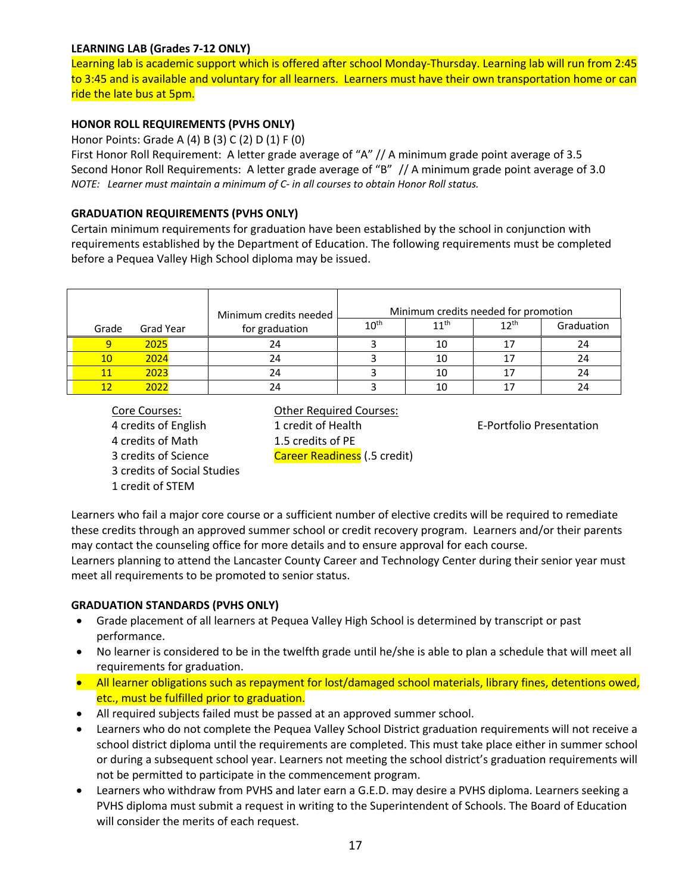**LEARNING LAB (Grades 7-12 ONLY)**

Learning lab is academic support which is offered after school Monday-Thursday. Learning lab will run from 2:45 to 3:45 and is available and voluntary for all learners. Learners must have their own transportation home or can ride the late bus at 5pm.

**HONOR ROLL REQUIREMENTS (PVHS ONLY)**

Honor Points: Grade A (4) B (3) C (2) D (1) F (0)

First Honor Roll Requirement: A letter grade average of "A" // A minimum grade point average of 3.5

Second Honor Roll Requirements: A letter grade average of "B" // A minimum grade point average of 3.0

*NOTE: Learner must maintain a minimum of C- in all courses to obtain Honor Roll status.*

**GRADUATION REQUIREMENTS (PVHS ONLY)**

Certain minimum requirements for graduation have been established by the school in conjunction with requirements established by the Department of Education. The following requirements must be completed before a Pequea Valley High School diploma may be issued.

| Grade | Grad Year | Minimum credits needed for graduation | Minimum credits needed for promotion | | | |
|---|---|---|---|---|---|---|
| | | | 10th | 11th | 12th | Graduation |
| 9 | 2025 | 24 | 3 | 10 | 17 | 24 |
| 10 | 2024 | 24 | 3 | 10 | 17 | 24 |
| 11 | 2023 | 24 | 3 | 10 | 17 | 24 |
| 12 | 2022 | 24 | 3 | 10 | 17 | 24 |

Core Courses:
- 4 credits of English
- 4 credits of Math
- 3 credits of Science
- 3 credits of Social Studies
- 1 credit of STEM

Other Required Courses:
- 1 credit of Health
- 1.5 credits of PE
- Career Readiness (.5 credit)

E-Portfolio Presentation

Learners who fail a major core course or a sufficient number of elective credits will be required to remediate these credits through an approved summer school or credit recovery program. Learners and/or their parents may contact the counseling office for more details and to ensure approval for each course.

Learners planning to attend the Lancaster County Career and Technology Center during their senior year must meet all requirements to be promoted to senior status.

**GRADUATION STANDARDS (PVHS ONLY)**

- Grade placement of all learners at Pequea Valley High School is determined by transcript or past performance.
- No learner is considered to be in the twelfth grade until he/she is able to plan a schedule that will meet all requirements for graduation.
- All learner obligations such as repayment for lost/damaged school materials, library fines, detentions owed, etc., must be fulfilled prior to graduation.
- All required subjects failed must be passed at an approved summer school.
- Learners who do not complete the Pequea Valley School District graduation requirements will not receive a school district diploma until the requirements are completed. This must take place either in summer school or during a subsequent school year. Learners not meeting the school district's graduation requirements will not be permitted to participate in the commencement program.
- Learners who withdraw from PVHS and later earn a G.E.D. may desire a PVHS diploma. Learners seeking a PVHS diploma must submit a request in writing to the Superintendent of Schools. The Board of Education will consider the merits of each request.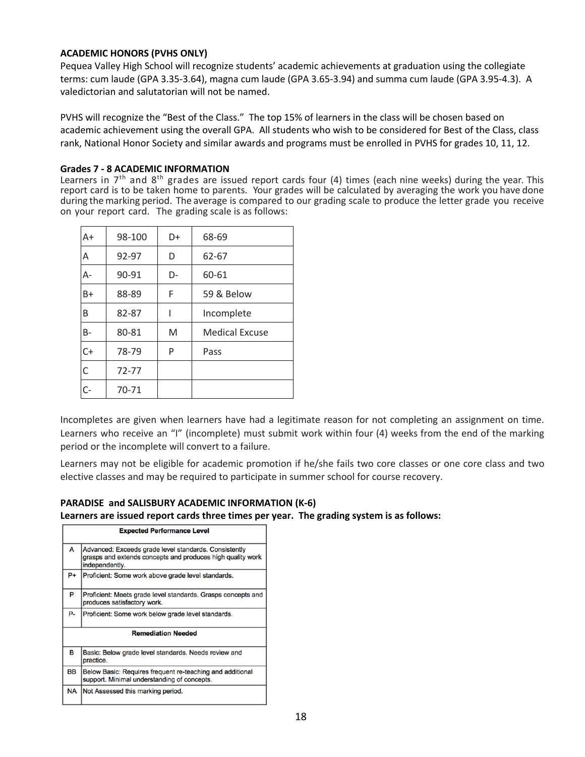**ACADEMIC HONORS (PVHS ONLY)**

Pequea Valley High School will recognize students' academic achievements at graduation using the collegiate terms: cum laude (GPA 3.35-3.64), magna cum laude (GPA 3.65-3.94) and summa cum laude (GPA 3.95-4.3). A valedictorian and salutatorian will not be named.

PVHS will recognize the "Best of the Class." The top 15% of learners in the class will be chosen based on academic achievement using the overall GPA. All students who wish to be considered for Best of the Class, class rank, National Honor Society and similar awards and programs must be enrolled in PVHS for grades 10, 11, 12.

**Grades 7 - 8 ACADEMIC INFORMATION**

Learners in 7th and 8th grades are issued report cards four (4) times (each nine weeks) during the year. This report card is to be taken home to parents. Your grades will be calculated by averaging the work you have done during the marking period. The average is compared to our grading scale to produce the letter grade you receive on your report card. The grading scale is as follows:

| | | | |
|---|---|---|---|
| A+ | 98-100 | D+ | 68-69 |
| A | 92-97 | D | 62-67 |
| A- | 90-91 | D- | 60-61 |
| B+ | 88-89 | F | 59 & Below |
| B | 82-87 | I | Incomplete |
| B- | 80-81 | M | Medical Excuse |
| C+ | 78-79 | P | Pass |
| C | 72-77 | | |
| C- | 70-71 | | |

Incompletes are given when learners have had a legitimate reason for not completing an assignment on time. Learners who receive an "I" (incomplete) must submit work within four (4) weeks from the end of the marking period or the incomplete will convert to a failure.

Learners may not be eligible for academic promotion if he/she fails two core classes or one core class and two elective classes and may be required to participate in summer school for course recovery.

**PARADISE and SALISBURY ACADEMIC INFORMATION (K-6)**

**Learners are issued report cards three times per year. The grading system is as follows:**

| Expected Performance Level | |
|---|---|
| A | Advanced: Exceeds grade level standards. Consistently grasps and extends concepts and produces high quality work independently. |
| P+ | Proficient: Some work above grade level standards. |
| P | Proficient: Meets grade level standards. Grasps concepts and produces satisfactory work. |
| P- | Proficient: Some work below grade level standards. |
| **Remediation Needed** | |
| B | Basic: Below grade level standards. Needs review and practice. |
| BB | Below Basic: Requires frequent re-teaching and additional support. Minimal understanding of concepts. |
| NA | Not Assessed this marking period. |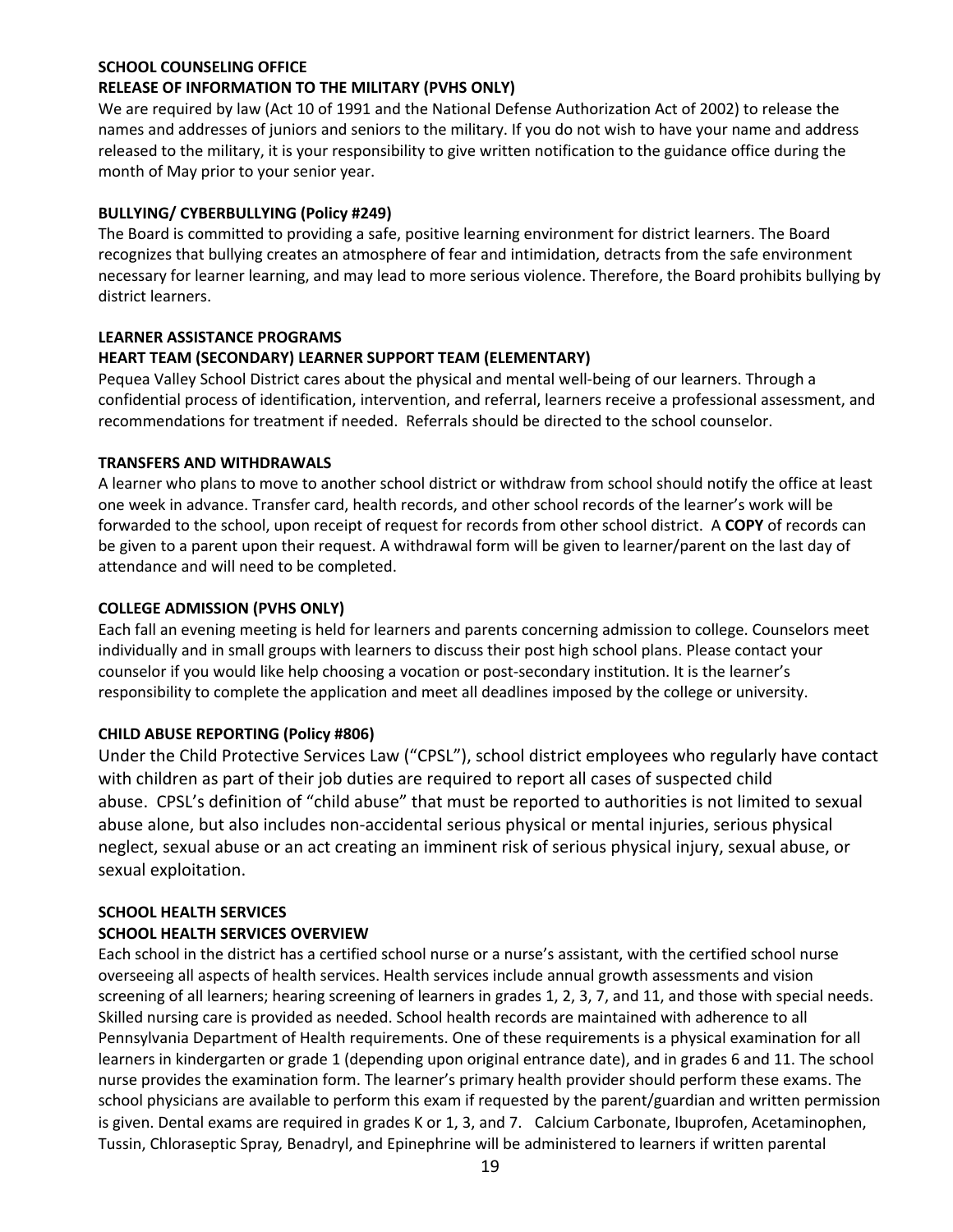## SCHOOL COUNSELING OFFICE

### RELEASE OF INFORMATION TO THE MILITARY (PVHS ONLY)

We are required by law (Act 10 of 1991 and the National Defense Authorization Act of 2002) to release the names and addresses of juniors and seniors to the military. If you do not wish to have your name and address released to the military, it is your responsibility to give written notification to the guidance office during the month of May prior to your senior year.

### BULLYING/ CYBERBULLYING (Policy #249)

The Board is committed to providing a safe, positive learning environment for district learners. The Board recognizes that bullying creates an atmosphere of fear and intimidation, detracts from the safe environment necessary for learner learning, and may lead to more serious violence. Therefore, the Board prohibits bullying by district learners.

### LEARNER ASSISTANCE PROGRAMS

### HEART TEAM (SECONDARY) LEARNER SUPPORT TEAM (ELEMENTARY)

Pequea Valley School District cares about the physical and mental well-being of our learners. Through a confidential process of identification, intervention, and referral, learners receive a professional assessment, and recommendations for treatment if needed. Referrals should be directed to the school counselor.

### TRANSFERS AND WITHDRAWALS

A learner who plans to move to another school district or withdraw from school should notify the office at least one week in advance. Transfer card, health records, and other school records of the learner's work will be forwarded to the school, upon receipt of request for records from other school district. A **COPY** of records can be given to a parent upon their request. A withdrawal form will be given to learner/parent on the last day of attendance and will need to be completed.

### COLLEGE ADMISSION (PVHS ONLY)

Each fall an evening meeting is held for learners and parents concerning admission to college. Counselors meet individually and in small groups with learners to discuss their post high school plans. Please contact your counselor if you would like help choosing a vocation or post-secondary institution. It is the learner's responsibility to complete the application and meet all deadlines imposed by the college or university.

### CHILD ABUSE REPORTING (Policy #806)

Under the Child Protective Services Law ("CPSL"), school district employees who regularly have contact with children as part of their job duties are required to report all cases of suspected child abuse. CPSL's definition of "child abuse" that must be reported to authorities is not limited to sexual abuse alone, but also includes non-accidental serious physical or mental injuries, serious physical neglect, sexual abuse or an act creating an imminent risk of serious physical injury, sexual abuse, or sexual exploitation.

## SCHOOL HEALTH SERVICES

### SCHOOL HEALTH SERVICES OVERVIEW

Each school in the district has a certified school nurse or a nurse's assistant, with the certified school nurse overseeing all aspects of health services. Health services include annual growth assessments and vision screening of all learners; hearing screening of learners in grades 1, 2, 3, 7, and 11, and those with special needs. Skilled nursing care is provided as needed. School health records are maintained with adherence to all Pennsylvania Department of Health requirements. One of these requirements is a physical examination for all learners in kindergarten or grade 1 (depending upon original entrance date), and in grades 6 and 11. The school nurse provides the examination form. The learner's primary health provider should perform these exams. The school physicians are available to perform this exam if requested by the parent/guardian and written permission is given. Dental exams are required in grades K or 1, 3, and 7. Calcium Carbonate, Ibuprofen, Acetaminophen, Tussin, Chloraseptic Spray*,* Benadryl, and Epinephrine will be administered to learners if written parental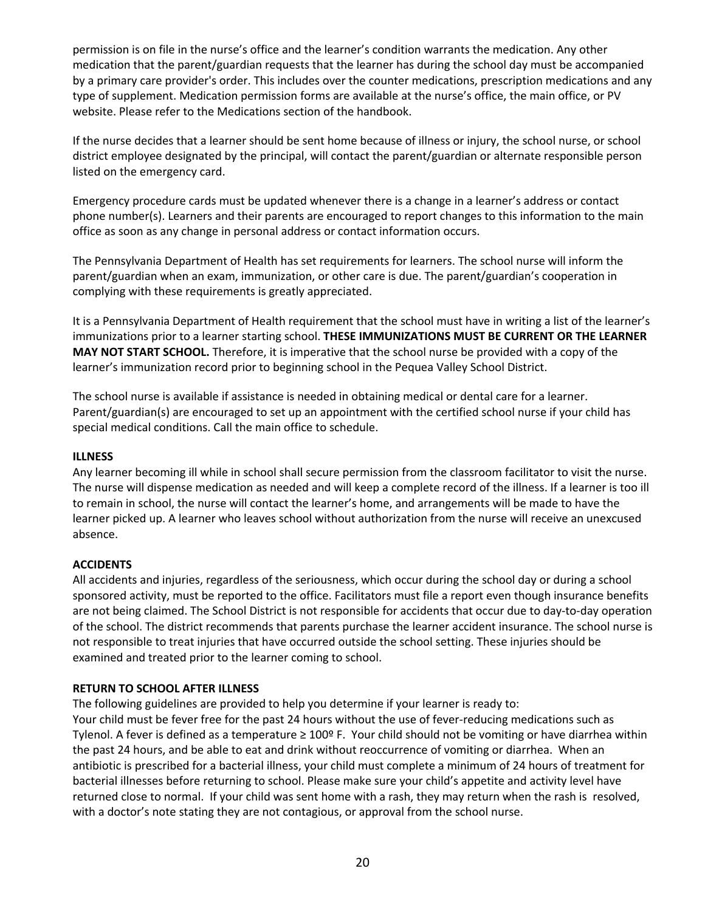permission is on file in the nurse's office and the learner's condition warrants the medication. Any other medication that the parent/guardian requests that the learner has during the school day must be accompanied by a primary care provider's order. This includes over the counter medications, prescription medications and any type of supplement. Medication permission forms are available at the nurse's office, the main office, or PV website. Please refer to the Medications section of the handbook.

If the nurse decides that a learner should be sent home because of illness or injury, the school nurse, or school district employee designated by the principal, will contact the parent/guardian or alternate responsible person listed on the emergency card.

Emergency procedure cards must be updated whenever there is a change in a learner's address or contact phone number(s). Learners and their parents are encouraged to report changes to this information to the main office as soon as any change in personal address or contact information occurs.

The Pennsylvania Department of Health has set requirements for learners. The school nurse will inform the parent/guardian when an exam, immunization, or other care is due. The parent/guardian's cooperation in complying with these requirements is greatly appreciated.

It is a Pennsylvania Department of Health requirement that the school must have in writing a list of the learner's immunizations prior to a learner starting school. **THESE IMMUNIZATIONS MUST BE CURRENT OR THE LEARNER MAY NOT START SCHOOL.** Therefore, it is imperative that the school nurse be provided with a copy of the learner's immunization record prior to beginning school in the Pequea Valley School District.

The school nurse is available if assistance is needed in obtaining medical or dental care for a learner. Parent/guardian(s) are encouraged to set up an appointment with the certified school nurse if your child has special medical conditions. Call the main office to schedule.

**ILLNESS**

Any learner becoming ill while in school shall secure permission from the classroom facilitator to visit the nurse. The nurse will dispense medication as needed and will keep a complete record of the illness. If a learner is too ill to remain in school, the nurse will contact the learner's home, and arrangements will be made to have the learner picked up. A learner who leaves school without authorization from the nurse will receive an unexcused absence.

**ACCIDENTS**

All accidents and injuries, regardless of the seriousness, which occur during the school day or during a school sponsored activity, must be reported to the office. Facilitators must file a report even though insurance benefits are not being claimed. The School District is not responsible for accidents that occur due to day-to-day operation of the school. The district recommends that parents purchase the learner accident insurance. The school nurse is not responsible to treat injuries that have occurred outside the school setting. These injuries should be examined and treated prior to the learner coming to school.

**RETURN TO SCHOOL AFTER ILLNESS**

The following guidelines are provided to help you determine if your learner is ready to:
Your child must be fever free for the past 24 hours without the use of fever-reducing medications such as Tylenol. A fever is defined as a temperature ≥ 100º F. Your child should not be vomiting or have diarrhea within the past 24 hours, and be able to eat and drink without reoccurrence of vomiting or diarrhea. When an antibiotic is prescribed for a bacterial illness, your child must complete a minimum of 24 hours of treatment for bacterial illnesses before returning to school. Please make sure your child's appetite and activity level have returned close to normal. If your child was sent home with a rash, they may return when the rash is resolved, with a doctor's note stating they are not contagious, or approval from the school nurse.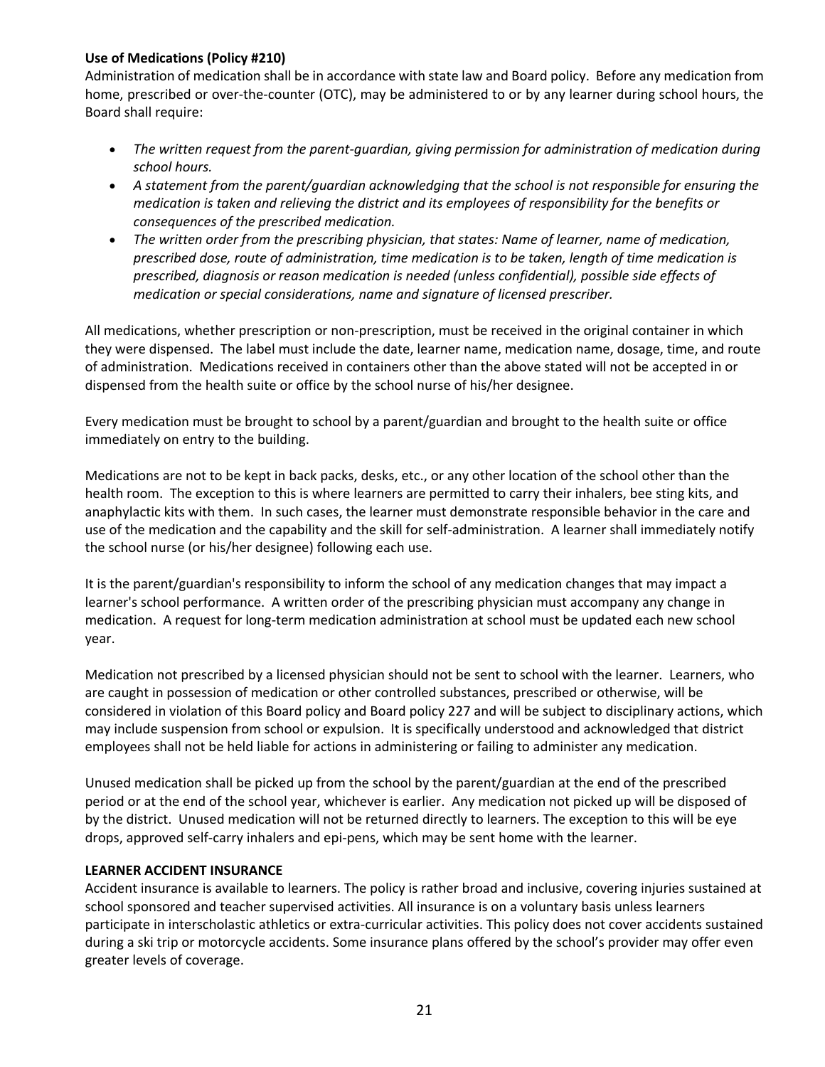**Use of Medications (Policy #210)**

Administration of medication shall be in accordance with state law and Board policy. Before any medication from home, prescribed or over-the-counter (OTC), may be administered to or by any learner during school hours, the Board shall require:

- *The written request from the parent-guardian, giving permission for administration of medication during school hours.*
- *A statement from the parent/guardian acknowledging that the school is not responsible for ensuring the medication is taken and relieving the district and its employees of responsibility for the benefits or consequences of the prescribed medication.*
- *The written order from the prescribing physician, that states: Name of learner, name of medication, prescribed dose, route of administration, time medication is to be taken, length of time medication is prescribed, diagnosis or reason medication is needed (unless confidential), possible side effects of medication or special considerations, name and signature of licensed prescriber.*

All medications, whether prescription or non-prescription, must be received in the original container in which they were dispensed. The label must include the date, learner name, medication name, dosage, time, and route of administration. Medications received in containers other than the above stated will not be accepted in or dispensed from the health suite or office by the school nurse of his/her designee.

Every medication must be brought to school by a parent/guardian and brought to the health suite or office immediately on entry to the building.

Medications are not to be kept in back packs, desks, etc., or any other location of the school other than the health room. The exception to this is where learners are permitted to carry their inhalers, bee sting kits, and anaphylactic kits with them. In such cases, the learner must demonstrate responsible behavior in the care and use of the medication and the capability and the skill for self-administration. A learner shall immediately notify the school nurse (or his/her designee) following each use.

It is the parent/guardian's responsibility to inform the school of any medication changes that may impact a learner's school performance. A written order of the prescribing physician must accompany any change in medication. A request for long-term medication administration at school must be updated each new school year.

Medication not prescribed by a licensed physician should not be sent to school with the learner. Learners, who are caught in possession of medication or other controlled substances, prescribed or otherwise, will be considered in violation of this Board policy and Board policy 227 and will be subject to disciplinary actions, which may include suspension from school or expulsion. It is specifically understood and acknowledged that district employees shall not be held liable for actions in administering or failing to administer any medication.

Unused medication shall be picked up from the school by the parent/guardian at the end of the prescribed period or at the end of the school year, whichever is earlier. Any medication not picked up will be disposed of by the district. Unused medication will not be returned directly to learners. The exception to this will be eye drops, approved self-carry inhalers and epi-pens, which may be sent home with the learner.

**LEARNER ACCIDENT INSURANCE**

Accident insurance is available to learners. The policy is rather broad and inclusive, covering injuries sustained at school sponsored and teacher supervised activities. All insurance is on a voluntary basis unless learners participate in interscholastic athletics or extra-curricular activities. This policy does not cover accidents sustained during a ski trip or motorcycle accidents. Some insurance plans offered by the school's provider may offer even greater levels of coverage.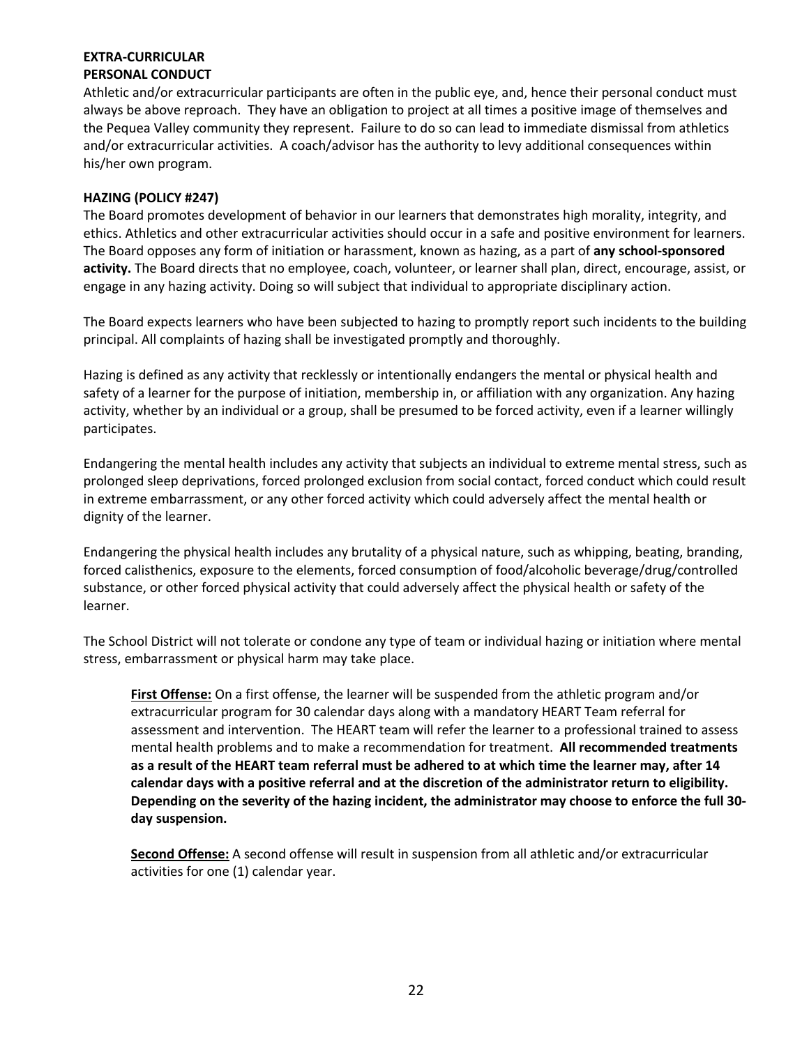**EXTRA-CURRICULAR**
**PERSONAL CONDUCT**

Athletic and/or extracurricular participants are often in the public eye, and, hence their personal conduct must always be above reproach. They have an obligation to project at all times a positive image of themselves and the Pequea Valley community they represent. Failure to do so can lead to immediate dismissal from athletics and/or extracurricular activities. A coach/advisor has the authority to levy additional consequences within his/her own program.

**HAZING (POLICY #247)**

The Board promotes development of behavior in our learners that demonstrates high morality, integrity, and ethics. Athletics and other extracurricular activities should occur in a safe and positive environment for learners. The Board opposes any form of initiation or harassment, known as hazing, as a part of **any school-sponsored activity.** The Board directs that no employee, coach, volunteer, or learner shall plan, direct, encourage, assist, or engage in any hazing activity. Doing so will subject that individual to appropriate disciplinary action.

The Board expects learners who have been subjected to hazing to promptly report such incidents to the building principal. All complaints of hazing shall be investigated promptly and thoroughly.

Hazing is defined as any activity that recklessly or intentionally endangers the mental or physical health and safety of a learner for the purpose of initiation, membership in, or affiliation with any organization. Any hazing activity, whether by an individual or a group, shall be presumed to be forced activity, even if a learner willingly participates.

Endangering the mental health includes any activity that subjects an individual to extreme mental stress, such as prolonged sleep deprivations, forced prolonged exclusion from social contact, forced conduct which could result in extreme embarrassment, or any other forced activity which could adversely affect the mental health or dignity of the learner.

Endangering the physical health includes any brutality of a physical nature, such as whipping, beating, branding, forced calisthenics, exposure to the elements, forced consumption of food/alcoholic beverage/drug/controlled substance, or other forced physical activity that could adversely affect the physical health or safety of the learner.

The School District will not tolerate or condone any type of team or individual hazing or initiation where mental stress, embarrassment or physical harm may take place.

> **First Offense:** On a first offense, the learner will be suspended from the athletic program and/or extracurricular program for 30 calendar days along with a mandatory HEART Team referral for assessment and intervention. The HEART team will refer the learner to a professional trained to assess mental health problems and to make a recommendation for treatment. **All recommended treatments as a result of the HEART team referral must be adhered to at which time the learner may, after 14 calendar days with a positive referral and at the discretion of the administrator return to eligibility. Depending on the severity of the hazing incident, the administrator may choose to enforce the full 30-day suspension.**
>
> **Second Offense:** A second offense will result in suspension from all athletic and/or extracurricular activities for one (1) calendar year.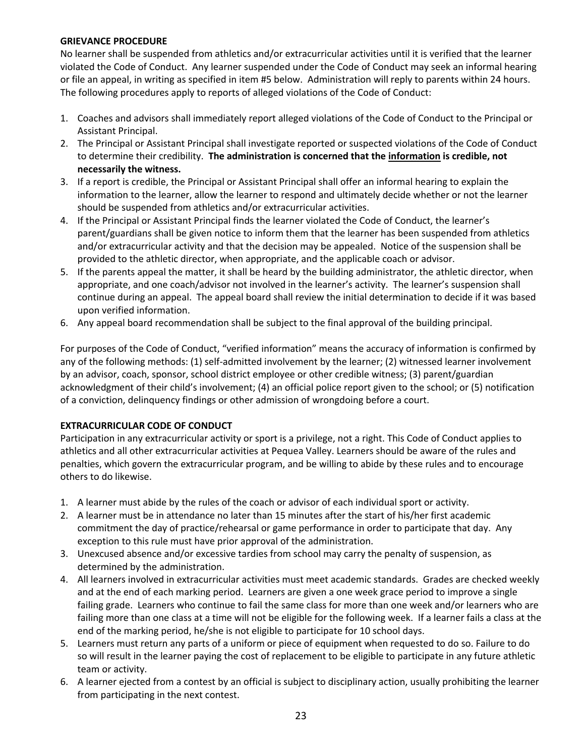**GRIEVANCE PROCEDURE**

No learner shall be suspended from athletics and/or extracurricular activities until it is verified that the learner violated the Code of Conduct. Any learner suspended under the Code of Conduct may seek an informal hearing or file an appeal, in writing as specified in item #5 below. Administration will reply to parents within 24 hours. The following procedures apply to reports of alleged violations of the Code of Conduct:

1. Coaches and advisors shall immediately report alleged violations of the Code of Conduct to the Principal or Assistant Principal.
2. The Principal or Assistant Principal shall investigate reported or suspected violations of the Code of Conduct to determine their credibility. **The administration is concerned that the <u>information</u> is credible, not necessarily the witness.**
3. If a report is credible, the Principal or Assistant Principal shall offer an informal hearing to explain the information to the learner, allow the learner to respond and ultimately decide whether or not the learner should be suspended from athletics and/or extracurricular activities.
4. If the Principal or Assistant Principal finds the learner violated the Code of Conduct, the learner's parent/guardians shall be given notice to inform them that the learner has been suspended from athletics and/or extracurricular activity and that the decision may be appealed. Notice of the suspension shall be provided to the athletic director, when appropriate, and the applicable coach or advisor.
5. If the parents appeal the matter, it shall be heard by the building administrator, the athletic director, when appropriate, and one coach/advisor not involved in the learner's activity. The learner's suspension shall continue during an appeal. The appeal board shall review the initial determination to decide if it was based upon verified information.
6. Any appeal board recommendation shall be subject to the final approval of the building principal.

For purposes of the Code of Conduct, "verified information" means the accuracy of information is confirmed by any of the following methods: (1) self-admitted involvement by the learner; (2) witnessed learner involvement by an advisor, coach, sponsor, school district employee or other credible witness; (3) parent/guardian acknowledgment of their child's involvement; (4) an official police report given to the school; or (5) notification of a conviction, delinquency findings or other admission of wrongdoing before a court.

**EXTRACURRICULAR CODE OF CONDUCT**

Participation in any extracurricular activity or sport is a privilege, not a right. This Code of Conduct applies to athletics and all other extracurricular activities at Pequea Valley. Learners should be aware of the rules and penalties, which govern the extracurricular program, and be willing to abide by these rules and to encourage others to do likewise.

1. A learner must abide by the rules of the coach or advisor of each individual sport or activity.
2. A learner must be in attendance no later than 15 minutes after the start of his/her first academic commitment the day of practice/rehearsal or game performance in order to participate that day. Any exception to this rule must have prior approval of the administration.
3. Unexcused absence and/or excessive tardies from school may carry the penalty of suspension, as determined by the administration.
4. All learners involved in extracurricular activities must meet academic standards. Grades are checked weekly and at the end of each marking period. Learners are given a one week grace period to improve a single failing grade. Learners who continue to fail the same class for more than one week and/or learners who are failing more than one class at a time will not be eligible for the following week. If a learner fails a class at the end of the marking period, he/she is not eligible to participate for 10 school days.
5. Learners must return any parts of a uniform or piece of equipment when requested to do so. Failure to do so will result in the learner paying the cost of replacement to be eligible to participate in any future athletic team or activity.
6. A learner ejected from a contest by an official is subject to disciplinary action, usually prohibiting the learner from participating in the next contest.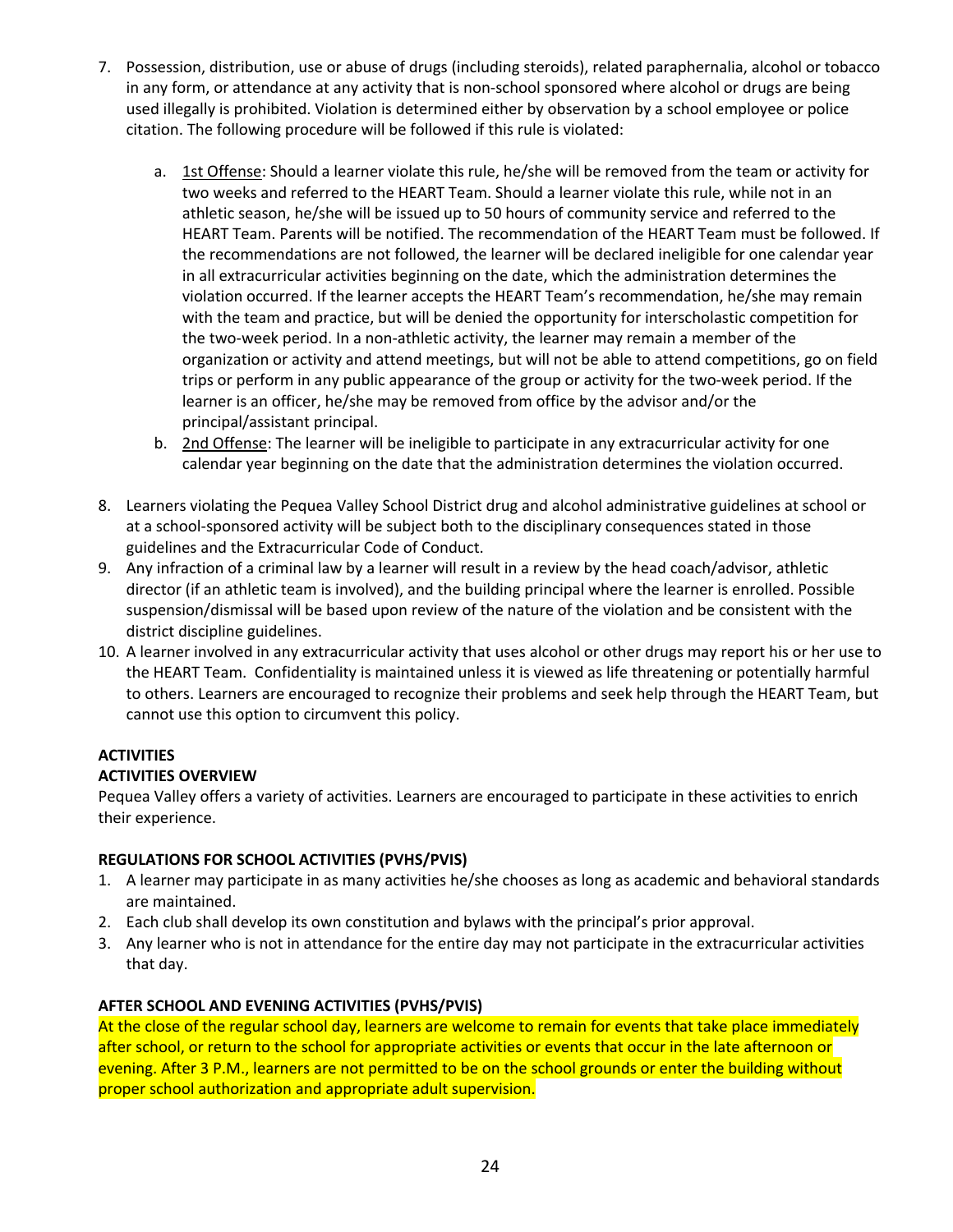7. Possession, distribution, use or abuse of drugs (including steroids), related paraphernalia, alcohol or tobacco in any form, or attendance at any activity that is non-school sponsored where alcohol or drugs are being used illegally is prohibited. Violation is determined either by observation by a school employee or police citation. The following procedure will be followed if this rule is violated:

    a. <u>1st Offense</u>: Should a learner violate this rule, he/she will be removed from the team or activity for two weeks and referred to the HEART Team. Should a learner violate this rule, while not in an athletic season, he/she will be issued up to 50 hours of community service and referred to the HEART Team. Parents will be notified. The recommendation of the HEART Team must be followed. If the recommendations are not followed, the learner will be declared ineligible for one calendar year in all extracurricular activities beginning on the date, which the administration determines the violation occurred. If the learner accepts the HEART Team's recommendation, he/she may remain with the team and practice, but will be denied the opportunity for interscholastic competition for the two-week period. In a non-athletic activity, the learner may remain a member of the organization or activity and attend meetings, but will not be able to attend competitions, go on field trips or perform in any public appearance of the group or activity for the two-week period. If the learner is an officer, he/she may be removed from office by the advisor and/or the principal/assistant principal.
    b. <u>2nd Offense</u>: The learner will be ineligible to participate in any extracurricular activity for one calendar year beginning on the date that the administration determines the violation occurred.

8. Learners violating the Pequea Valley School District drug and alcohol administrative guidelines at school or at a school-sponsored activity will be subject both to the disciplinary consequences stated in those guidelines and the Extracurricular Code of Conduct.
9. Any infraction of a criminal law by a learner will result in a review by the head coach/advisor, athletic director (if an athletic team is involved), and the building principal where the learner is enrolled. Possible suspension/dismissal will be based upon review of the nature of the violation and be consistent with the district discipline guidelines.
10. A learner involved in any extracurricular activity that uses alcohol or other drugs may report his or her use to the HEART Team. Confidentiality is maintained unless it is viewed as life threatening or potentially harmful to others. Learners are encouraged to recognize their problems and seek help through the HEART Team, but cannot use this option to circumvent this policy.

## ACTIVITIES

### ACTIVITIES OVERVIEW

Pequea Valley offers a variety of activities. Learners are encouraged to participate in these activities to enrich their experience.

### REGULATIONS FOR SCHOOL ACTIVITIES (PVHS/PVIS)

1. A learner may participate in as many activities he/she chooses as long as academic and behavioral standards are maintained.
2. Each club shall develop its own constitution and bylaws with the principal's prior approval.
3. Any learner who is not in attendance for the entire day may not participate in the extracurricular activities that day.

### AFTER SCHOOL AND EVENING ACTIVITIES (PVHS/PVIS)

At the close of the regular school day, learners are welcome to remain for events that take place immediately after school, or return to the school for appropriate activities or events that occur in the late afternoon or evening. After 3 P.M., learners are not permitted to be on the school grounds or enter the building without proper school authorization and appropriate adult supervision.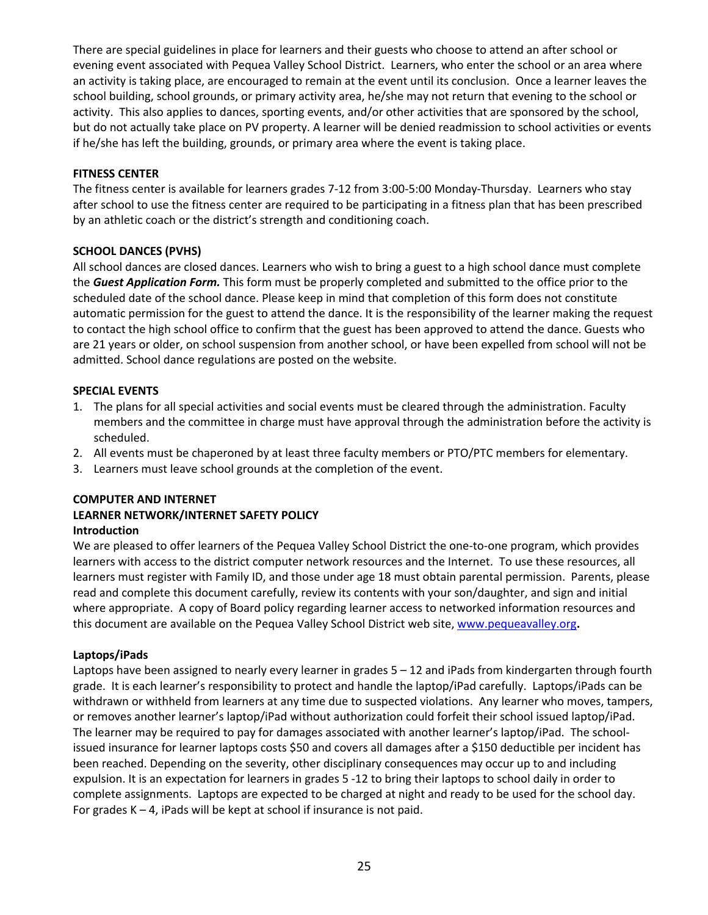There are special guidelines in place for learners and their guests who choose to attend an after school or evening event associated with Pequea Valley School District. Learners, who enter the school or an area where an activity is taking place, are encouraged to remain at the event until its conclusion. Once a learner leaves the school building, school grounds, or primary activity area, he/she may not return that evening to the school or activity. This also applies to dances, sporting events, and/or other activities that are sponsored by the school, but do not actually take place on PV property. A learner will be denied readmission to school activities or events if he/she has left the building, grounds, or primary area where the event is taking place.

**FITNESS CENTER**

The fitness center is available for learners grades 7-12 from 3:00-5:00 Monday-Thursday. Learners who stay after school to use the fitness center are required to be participating in a fitness plan that has been prescribed by an athletic coach or the district's strength and conditioning coach.

**SCHOOL DANCES (PVHS)**

All school dances are closed dances. Learners who wish to bring a guest to a high school dance must complete the ***Guest Application Form.*** This form must be properly completed and submitted to the office prior to the scheduled date of the school dance. Please keep in mind that completion of this form does not constitute automatic permission for the guest to attend the dance. It is the responsibility of the learner making the request to contact the high school office to confirm that the guest has been approved to attend the dance. Guests who are 21 years or older, on school suspension from another school, or have been expelled from school will not be admitted. School dance regulations are posted on the website.

**SPECIAL EVENTS**

1. The plans for all special activities and social events must be cleared through the administration. Faculty members and the committee in charge must have approval through the administration before the activity is scheduled.
2. All events must be chaperoned by at least three faculty members or PTO/PTC members for elementary.
3. Learners must leave school grounds at the completion of the event.

**COMPUTER AND INTERNET**

**LEARNER NETWORK/INTERNET SAFETY POLICY**

**Introduction**

We are pleased to offer learners of the Pequea Valley School District the one-to-one program, which provides learners with access to the district computer network resources and the Internet. To use these resources, all learners must register with Family ID, and those under age 18 must obtain parental permission. Parents, please read and complete this document carefully, review its contents with your son/daughter, and sign and initial where appropriate. A copy of Board policy regarding learner access to networked information resources and this document are available on the Pequea Valley School District web site, www.pequeavalley.org**.**

**Laptops/iPads**

Laptops have been assigned to nearly every learner in grades 5 – 12 and iPads from kindergarten through fourth grade. It is each learner's responsibility to protect and handle the laptop/iPad carefully. Laptops/iPads can be withdrawn or withheld from learners at any time due to suspected violations. Any learner who moves, tampers, or removes another learner's laptop/iPad without authorization could forfeit their school issued laptop/iPad. The learner may be required to pay for damages associated with another learner's laptop/iPad. The school-issued insurance for learner laptops costs $50 and covers all damages after a $150 deductible per incident has been reached. Depending on the severity, other disciplinary consequences may occur up to and including expulsion. It is an expectation for learners in grades 5 -12 to bring their laptops to school daily in order to complete assignments. Laptops are expected to be charged at night and ready to be used for the school day. For grades K – 4, iPads will be kept at school if insurance is not paid.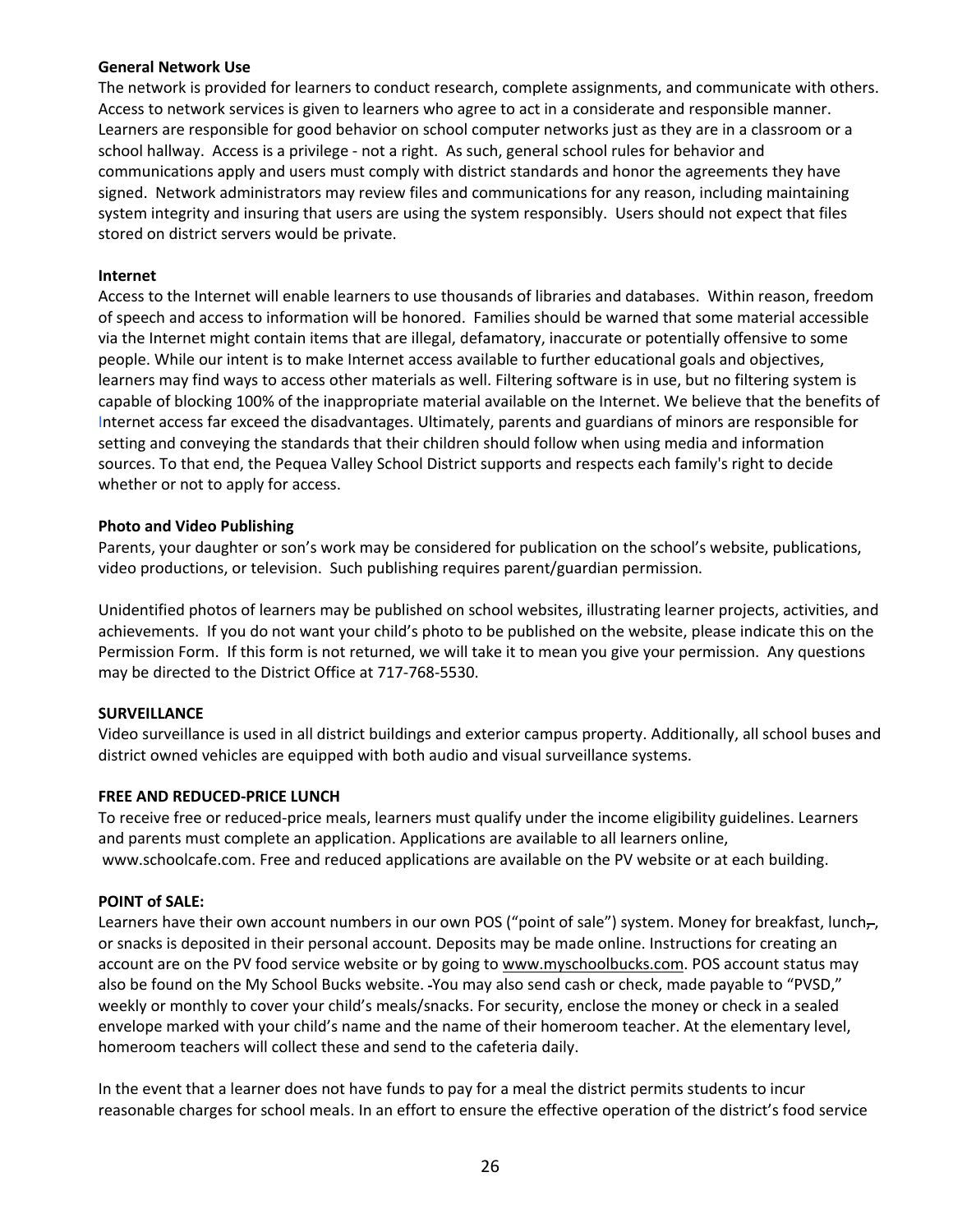### General Network Use

The network is provided for learners to conduct research, complete assignments, and communicate with others. Access to network services is given to learners who agree to act in a considerate and responsible manner. Learners are responsible for good behavior on school computer networks just as they are in a classroom or a school hallway. Access is a privilege - not a right. As such, general school rules for behavior and communications apply and users must comply with district standards and honor the agreements they have signed. Network administrators may review files and communications for any reason, including maintaining system integrity and insuring that users are using the system responsibly. Users should not expect that files stored on district servers would be private.

### Internet

Access to the Internet will enable learners to use thousands of libraries and databases. Within reason, freedom of speech and access to information will be honored. Families should be warned that some material accessible via the Internet might contain items that are illegal, defamatory, inaccurate or potentially offensive to some people. While our intent is to make Internet access available to further educational goals and objectives, learners may find ways to access other materials as well. Filtering software is in use, but no filtering system is capable of blocking 100% of the inappropriate material available on the Internet. We believe that the benefits of Internet access far exceed the disadvantages. Ultimately, parents and guardians of minors are responsible for setting and conveying the standards that their children should follow when using media and information sources. To that end, the Pequea Valley School District supports and respects each family's right to decide whether or not to apply for access.

### Photo and Video Publishing

Parents, your daughter or son's work may be considered for publication on the school's website, publications, video productions, or television. Such publishing requires parent/guardian permission.

Unidentified photos of learners may be published on school websites, illustrating learner projects, activities, and achievements. If you do not want your child's photo to be published on the website, please indicate this on the Permission Form. If this form is not returned, we will take it to mean you give your permission. Any questions may be directed to the District Office at 717-768-5530.

### SURVEILLANCE

Video surveillance is used in all district buildings and exterior campus property. Additionally, all school buses and district owned vehicles are equipped with both audio and visual surveillance systems.

### FREE AND REDUCED-PRICE LUNCH

To receive free or reduced-price meals, learners must qualify under the income eligibility guidelines. Learners and parents must complete an application. Applications are available to all learners online, www.schoolcafe.com. Free and reduced applications are available on the PV website or at each building.

### POINT of SALE:

Learners have their own account numbers in our own POS ("point of sale") system. Money for breakfast, lunch, or snacks is deposited in their personal account. Deposits may be made online. Instructions for creating an account are on the PV food service website or by going to www.myschoolbucks.com. POS account status may also be found on the My School Bucks website. You may also send cash or check, made payable to "PVSD," weekly or monthly to cover your child's meals/snacks. For security, enclose the money or check in a sealed envelope marked with your child's name and the name of their homeroom teacher. At the elementary level, homeroom teachers will collect these and send to the cafeteria daily.

In the event that a learner does not have funds to pay for a meal the district permits students to incur reasonable charges for school meals. In an effort to ensure the effective operation of the district's food service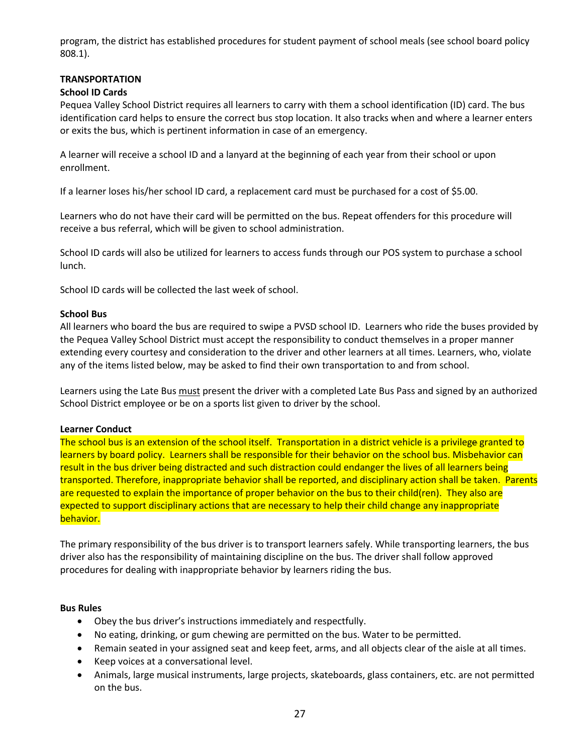program, the district has established procedures for student payment of school meals (see school board policy 808.1).

## TRANSPORTATION

### School ID Cards

Pequea Valley School District requires all learners to carry with them a school identification (ID) card. The bus identification card helps to ensure the correct bus stop location. It also tracks when and where a learner enters or exits the bus, which is pertinent information in case of an emergency.

A learner will receive a school ID and a lanyard at the beginning of each year from their school or upon enrollment.

If a learner loses his/her school ID card, a replacement card must be purchased for a cost of $5.00.

Learners who do not have their card will be permitted on the bus. Repeat offenders for this procedure will receive a bus referral, which will be given to school administration.

School ID cards will also be utilized for learners to access funds through our POS system to purchase a school lunch.

School ID cards will be collected the last week of school.

### School Bus

All learners who board the bus are required to swipe a PVSD school ID. Learners who ride the buses provided by the Pequea Valley School District must accept the responsibility to conduct themselves in a proper manner extending every courtesy and consideration to the driver and other learners at all times. Learners, who, violate any of the items listed below, may be asked to find their own transportation to and from school.

Learners using the Late Bus must present the driver with a completed Late Bus Pass and signed by an authorized School District employee or be on a sports list given to driver by the school.

### Learner Conduct

The school bus is an extension of the school itself. Transportation in a district vehicle is a privilege granted to learners by board policy. Learners shall be responsible for their behavior on the school bus. Misbehavior can result in the bus driver being distracted and such distraction could endanger the lives of all learners being transported. Therefore, inappropriate behavior shall be reported, and disciplinary action shall be taken. Parents are requested to explain the importance of proper behavior on the bus to their child(ren). They also are expected to support disciplinary actions that are necessary to help their child change any inappropriate behavior.

The primary responsibility of the bus driver is to transport learners safely. While transporting learners, the bus driver also has the responsibility of maintaining discipline on the bus. The driver shall follow approved procedures for dealing with inappropriate behavior by learners riding the bus.

### Bus Rules

- Obey the bus driver's instructions immediately and respectfully.
- No eating, drinking, or gum chewing are permitted on the bus. Water to be permitted.
- Remain seated in your assigned seat and keep feet, arms, and all objects clear of the aisle at all times.
- Keep voices at a conversational level.
- Animals, large musical instruments, large projects, skateboards, glass containers, etc. are not permitted on the bus.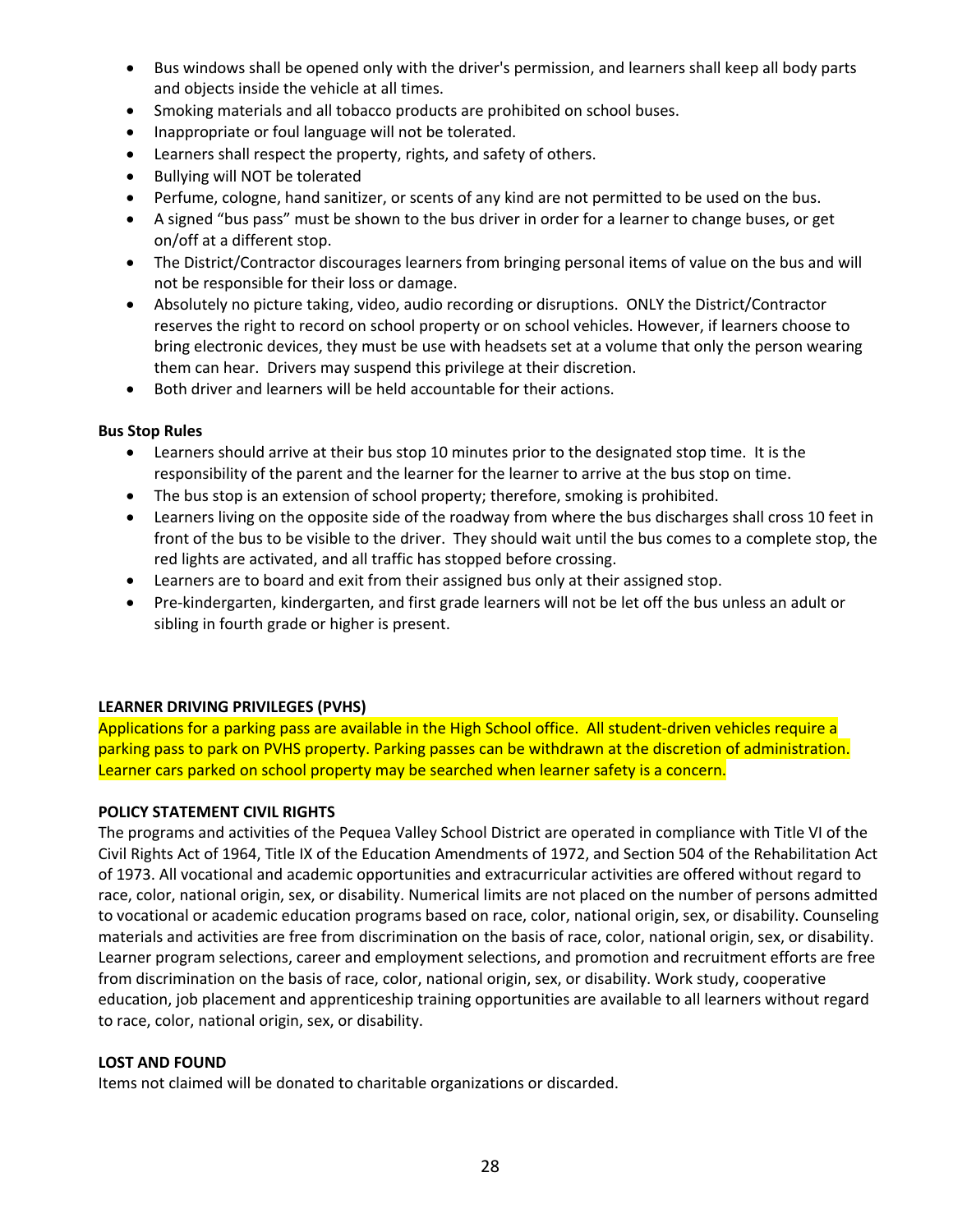- Bus windows shall be opened only with the driver's permission, and learners shall keep all body parts and objects inside the vehicle at all times.
- Smoking materials and all tobacco products are prohibited on school buses.
- Inappropriate or foul language will not be tolerated.
- Learners shall respect the property, rights, and safety of others.
- Bullying will NOT be tolerated
- Perfume, cologne, hand sanitizer, or scents of any kind are not permitted to be used on the bus.
- A signed "bus pass" must be shown to the bus driver in order for a learner to change buses, or get on/off at a different stop.
- The District/Contractor discourages learners from bringing personal items of value on the bus and will not be responsible for their loss or damage.
- Absolutely no picture taking, video, audio recording or disruptions. ONLY the District/Contractor reserves the right to record on school property or on school vehicles. However, if learners choose to bring electronic devices, they must be use with headsets set at a volume that only the person wearing them can hear. Drivers may suspend this privilege at their discretion.
- Both driver and learners will be held accountable for their actions.

**Bus Stop Rules**

- Learners should arrive at their bus stop 10 minutes prior to the designated stop time. It is the responsibility of the parent and the learner for the learner to arrive at the bus stop on time.
- The bus stop is an extension of school property; therefore, smoking is prohibited.
- Learners living on the opposite side of the roadway from where the bus discharges shall cross 10 feet in front of the bus to be visible to the driver. They should wait until the bus comes to a complete stop, the red lights are activated, and all traffic has stopped before crossing.
- Learners are to board and exit from their assigned bus only at their assigned stop.
- Pre-kindergarten, kindergarten, and first grade learners will not be let off the bus unless an adult or sibling in fourth grade or higher is present.

**LEARNER DRIVING PRIVILEGES (PVHS)**

Applications for a parking pass are available in the High School office. All student-driven vehicles require a parking pass to park on PVHS property. Parking passes can be withdrawn at the discretion of administration. Learner cars parked on school property may be searched when learner safety is a concern.

**POLICY STATEMENT CIVIL RIGHTS**

The programs and activities of the Pequea Valley School District are operated in compliance with Title VI of the Civil Rights Act of 1964, Title IX of the Education Amendments of 1972, and Section 504 of the Rehabilitation Act of 1973. All vocational and academic opportunities and extracurricular activities are offered without regard to race, color, national origin, sex, or disability. Numerical limits are not placed on the number of persons admitted to vocational or academic education programs based on race, color, national origin, sex, or disability. Counseling materials and activities are free from discrimination on the basis of race, color, national origin, sex, or disability. Learner program selections, career and employment selections, and promotion and recruitment efforts are free from discrimination on the basis of race, color, national origin, sex, or disability. Work study, cooperative education, job placement and apprenticeship training opportunities are available to all learners without regard to race, color, national origin, sex, or disability.

**LOST AND FOUND**

Items not claimed will be donated to charitable organizations or discarded.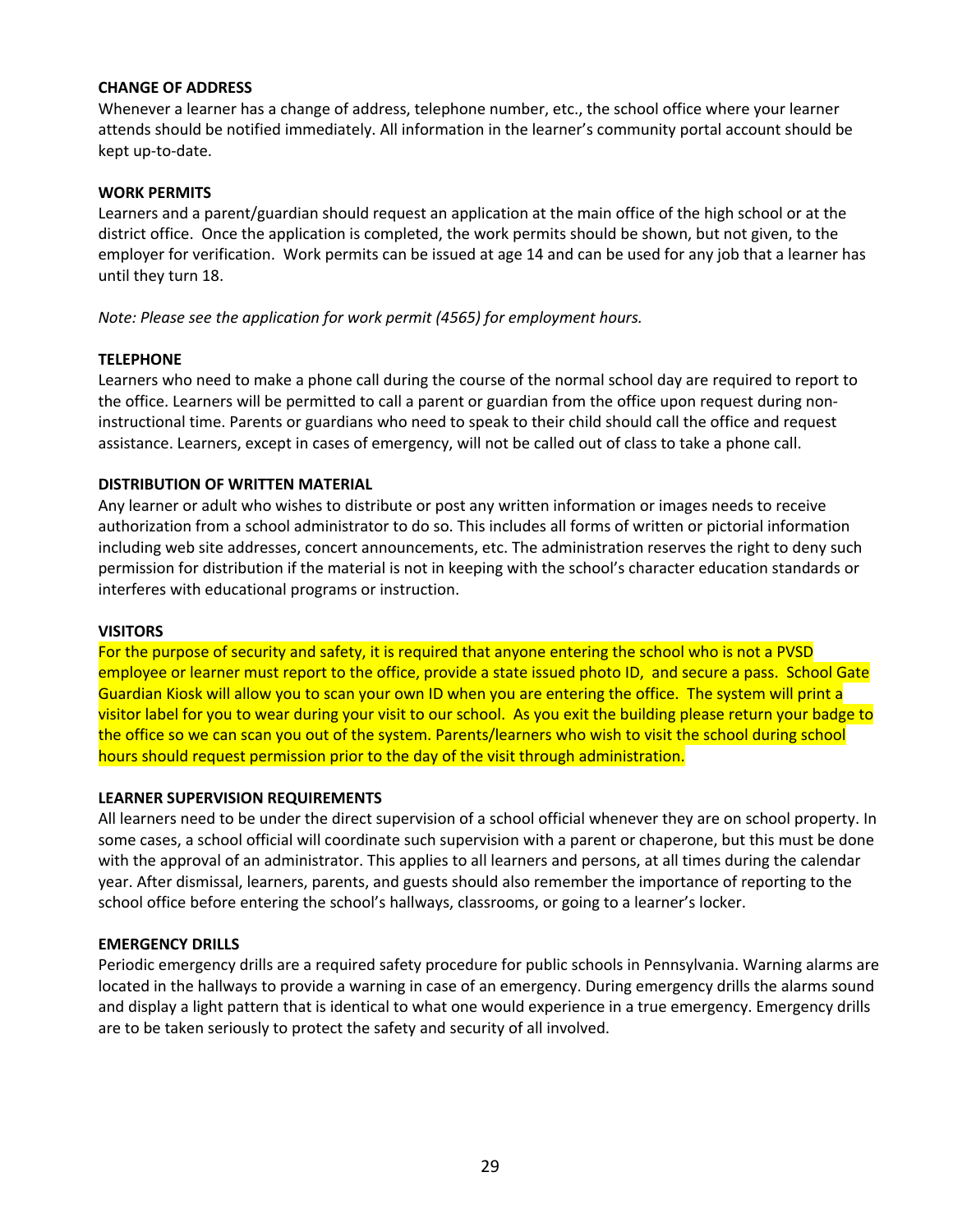**CHANGE OF ADDRESS**

Whenever a learner has a change of address, telephone number, etc., the school office where your learner attends should be notified immediately. All information in the learner's community portal account should be kept up-to-date.

**WORK PERMITS**

Learners and a parent/guardian should request an application at the main office of the high school or at the district office. Once the application is completed, the work permits should be shown, but not given, to the employer for verification. Work permits can be issued at age 14 and can be used for any job that a learner has until they turn 18.

*Note: Please see the application for work permit (4565) for employment hours.*

**TELEPHONE**

Learners who need to make a phone call during the course of the normal school day are required to report to the office. Learners will be permitted to call a parent or guardian from the office upon request during non-instructional time. Parents or guardians who need to speak to their child should call the office and request assistance. Learners, except in cases of emergency, will not be called out of class to take a phone call.

**DISTRIBUTION OF WRITTEN MATERIAL**

Any learner or adult who wishes to distribute or post any written information or images needs to receive authorization from a school administrator to do so. This includes all forms of written or pictorial information including web site addresses, concert announcements, etc. The administration reserves the right to deny such permission for distribution if the material is not in keeping with the school's character education standards or interferes with educational programs or instruction.

**VISITORS**

For the purpose of security and safety, it is required that anyone entering the school who is not a PVSD employee or learner must report to the office, provide a state issued photo ID, and secure a pass. School Gate Guardian Kiosk will allow you to scan your own ID when you are entering the office. The system will print a visitor label for you to wear during your visit to our school. As you exit the building please return your badge to the office so we can scan you out of the system. Parents/learners who wish to visit the school during school hours should request permission prior to the day of the visit through administration.

**LEARNER SUPERVISION REQUIREMENTS**

All learners need to be under the direct supervision of a school official whenever they are on school property. In some cases, a school official will coordinate such supervision with a parent or chaperone, but this must be done with the approval of an administrator. This applies to all learners and persons, at all times during the calendar year. After dismissal, learners, parents, and guests should also remember the importance of reporting to the school office before entering the school's hallways, classrooms, or going to a learner's locker.

**EMERGENCY DRILLS**

Periodic emergency drills are a required safety procedure for public schools in Pennsylvania. Warning alarms are located in the hallways to provide a warning in case of an emergency. During emergency drills the alarms sound and display a light pattern that is identical to what one would experience in a true emergency. Emergency drills are to be taken seriously to protect the safety and security of all involved.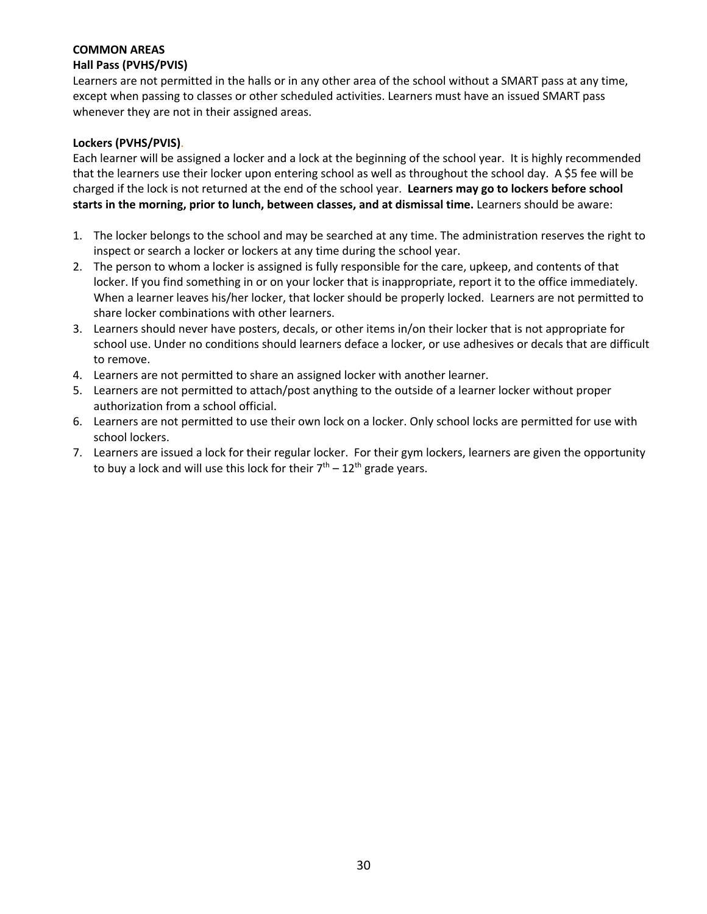**COMMON AREAS**

**Hall Pass (PVHS/PVIS)**

Learners are not permitted in the halls or in any other area of the school without a SMART pass at any time, except when passing to classes or other scheduled activities. Learners must have an issued SMART pass whenever they are not in their assigned areas.

**Lockers (PVHS/PVIS)**.

Each learner will be assigned a locker and a lock at the beginning of the school year. It is highly recommended that the learners use their locker upon entering school as well as throughout the school day. A $5 fee will be charged if the lock is not returned at the end of the school year. **Learners may go to lockers before school starts in the morning, prior to lunch, between classes, and at dismissal time.** Learners should be aware:

1. The locker belongs to the school and may be searched at any time. The administration reserves the right to inspect or search a locker or lockers at any time during the school year.
2. The person to whom a locker is assigned is fully responsible for the care, upkeep, and contents of that locker. If you find something in or on your locker that is inappropriate, report it to the office immediately. When a learner leaves his/her locker, that locker should be properly locked. Learners are not permitted to share locker combinations with other learners.
3. Learners should never have posters, decals, or other items in/on their locker that is not appropriate for school use. Under no conditions should learners deface a locker, or use adhesives or decals that are difficult to remove.
4. Learners are not permitted to share an assigned locker with another learner.
5. Learners are not permitted to attach/post anything to the outside of a learner locker without proper authorization from a school official.
6. Learners are not permitted to use their own lock on a locker. Only school locks are permitted for use with school lockers.
7. Learners are issued a lock for their regular locker. For their gym lockers, learners are given the opportunity to buy a lock and will use this lock for their 7th – 12th grade years.